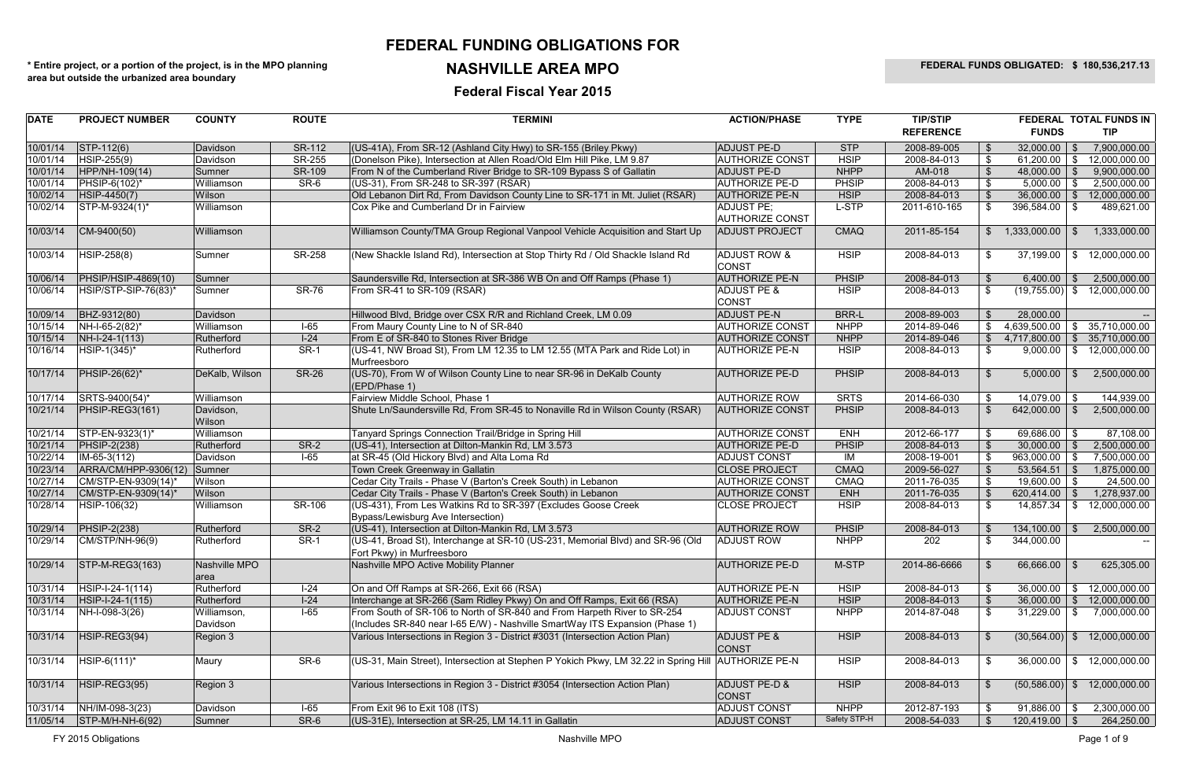# FEDERAL FUNDING OBLIGATIONS FOR

# NASHVILLE AREA MPO

### Federal Fiscal Year 2015

\* Entire project, or a portion of the project, is in the MPO planning area but outside the urbanized area boundary

**FEDERAL FUNDS OBLIGATED: $ 180,536,217.13**

| DATE | PROJECT NUMBER | COUNTY | ROUTE | TERMINI | ACTION/PHASE | TYPE | TIP/STIP REFERENCE | FEDERAL FUNDS | TOTAL FUNDS IN TIP |
|---|---|---|---|---|---|---|---|---|---|
| 10/01/14 | STP-112(6) | Davidson | SR-112 | (US-41A), From SR-12 (Ashland City Hwy) to SR-155 (Briley Pkwy) | ADJUST PE-D | STP | 2008-89-005 | $ 32,000.00 | $ 7,900,000.00 |
| 10/01/14 | HSIP-255(9) | Davidson | SR-255 | (Donelson Pike), Intersection at Allen Road/Old Elm Hill Pike, LM 9.87 | AUTHORIZE CONST | HSIP | 2008-84-013 | $ 61,200.00 | $ 12,000,000.00 |
| 10/01/14 | HPP/NH-109(14) | Sumner | SR-109 | From N of the Cumberland River Bridge to SR-109 Bypass S of Gallatin | ADJUST PE-D | NHPP | AM-018 | $ 48,000.00 | $ 9,900,000.00 |
| 10/01/14 | PHSIP-6(102)* | Williamson | SR-6 | (US-31), From SR-248 to SR-397 (RSAR) | AUTHORIZE PE-D | PHSIP | 2008-84-013 | $ 5,000.00 | $ 2,500,000.00 |
| 10/02/14 | HSIP-4450(7) | Wilson | | Old Lebanon Dirt Rd, From Davidson County Line to SR-171 in Mt. Juliet (RSAR) | AUTHORIZE PE-N | HSIP | 2008-84-013 | $ 36,000.00 | $ 12,000,000.00 |
| 10/02/14 | STP-M-9324(1)* | Williamson | | Cox Pike and Cumberland Dr in Fairview | ADJUST PE; AUTHORIZE CONST | L-STP | 2011-610-165 | $ 396,584.00 | $ 489,621.00 |
| 10/03/14 | CM-9400(50) | Williamson | | Williamson County/TMA Group Regional Vanpool Vehicle Acquisition and Start Up | ADJUST PROJECT | CMAQ | 2011-85-154 | $ 1,333,000.00 | $ 1,333,000.00 |
| 10/03/14 | HSIP-258(8) | Sumner | SR-258 | (New Shackle Island Rd), Intersection at Stop Thirty Rd / Old Shackle Island Rd | ADJUST ROW & CONST | HSIP | 2008-84-013 | $ 37,199.00 | $ 12,000,000.00 |
| 10/06/14 | PHSIP/HSIP-4869(10) | Sumner | | Saundersville Rd, Intersection at SR-386 WB On and Off Ramps (Phase 1) | AUTHORIZE PE-N | PHSIP | 2008-84-013 | $ 6,400.00 | $ 2,500,000.00 |
| 10/06/14 | HSIP/STP-SIP-76(83)* | Sumner | SR-76 | From SR-41 to SR-109 (RSAR) | ADJUST PE & CONST | HSIP | 2008-84-013 | $ (19,755.00) | $ 12,000,000.00 |
| 10/09/14 | BHZ-9312(80) | Davidson | | Hillwood Blvd, Bridge over CSX R/R and Richland Creek, LM 0.09 | ADJUST PE-N | BRR-L | 2008-89-003 | $ 28,000.00 | -- |
| 10/15/14 | NH-I-65-2(82)* | Williamson | I-65 | From Maury County Line to N of SR-840 | AUTHORIZE CONST | NHPP | 2014-89-046 | $ 4,639,500.00 | $ 35,710,000.00 |
| 10/15/14 | NH-I-24-1(113) | Rutherford | I-24 | From E of SR-840 to Stones River Bridge | AUTHORIZE CONST | NHPP | 2014-89-046 | $ 4,717,800.00 | $ 35,710,000.00 |
| 10/16/14 | HSIP-1(345)* | Rutherford | SR-1 | (US-41, NW Broad St), From LM 12.35 to LM 12.55 (MTA Park and Ride Lot) in Murfreesboro | AUTHORIZE PE-N | HSIP | 2008-84-013 | $ 9,000.00 | $ 12,000,000.00 |
| 10/17/14 | PHSIP-26(62)* | DeKalb, Wilson | SR-26 | (US-70), From W of Wilson County Line to near SR-96 in DeKalb County (EPD/Phase 1) | AUTHORIZE PE-D | PHSIP | 2008-84-013 | $ 5,000.00 | $ 2,500,000.00 |
| 10/17/14 | SRTS-9400(54)* | Williamson | | Fairview Middle School, Phase 1 | AUTHORIZE ROW | SRTS | 2014-66-030 | $ 14,079.00 | $ 144,939.00 |
| 10/21/14 | PHSIP-REG3(161) | Davidson, Wilson | | Shute Ln/Saundersville Rd, From SR-45 to Nonaville Rd in Wilson County (RSAR) | AUTHORIZE CONST | PHSIP | 2008-84-013 | $ 642,000.00 | $ 2,500,000.00 |
| 10/21/14 | STP-EN-9323(1)* | Williamson | | Tanyard Springs Connection Trail/Bridge in Spring Hill | AUTHORIZE CONST | ENH | 2012-66-177 | $ 69,686.00 | $ 87,108.00 |
| 10/21/14 | PHSIP-2(238) | Rutherford | SR-2 | (US-41), Intersection at Dilton-Mankin Rd, LM 3.573 | AUTHORIZE PE-D | PHSIP | 2008-84-013 | $ 30,000.00 | $ 2,500,000.00 |
| 10/22/14 | IM-65-3(112) | Davidson | I-65 | at SR-45 (Old Hickory Blvd) and Alta Loma Rd | ADJUST CONST | IM | 2008-19-001 | $ 963,000.00 | $ 7,500,000.00 |
| 10/23/14 | ARRA/CM/HPP-9306(12) | Sumner | | Town Creek Greenway in Gallatin | CLOSE PROJECT | CMAQ | 2009-56-027 | $ 53,564.51 | $ 1,875,000.00 |
| 10/27/14 | CM/STP-EN-9309(14)* | Wilson | | Cedar City Trails - Phase V (Barton's Creek South) in Lebanon | AUTHORIZE CONST | CMAQ | 2011-76-035 | $ 19,600.00 | $ 24,500.00 |
| 10/27/14 | CM/STP-EN-9309(14)* | Wilson | | Cedar City Trails - Phase V (Barton's Creek South) in Lebanon | AUTHORIZE CONST | ENH | 2011-76-035 | $ 620,414.00 | $ 1,278,937.00 |
| 10/28/14 | HSIP-106(32) | Williamson | SR-106 | (US-431), From Les Watkins Rd to SR-397 (Excludes Goose Creek Bypass/Lewisburg Ave Intersection) | CLOSE PROJECT | HSIP | 2008-84-013 | $ 14,857.34 | $ 12,000,000.00 |
| 10/29/14 | PHSIP-2(238) | Rutherford | SR-2 | (US-41), Intersection at Dilton-Mankin Rd, LM 3.573 | AUTHORIZE ROW | PHSIP | 2008-84-013 | $ 134,100.00 | $ 2,500,000.00 |
| 10/29/14 | CM/STP/NH-96(9) | Rutherford | SR-1 | (US-41, Broad St), Interchange at SR-10 (US-231, Memorial Blvd) and SR-96 (Old Fort Pkwy) in Murfreesboro | ADJUST ROW | NHPP | 202 | $ 344,000.00 | -- |
| 10/29/14 | STP-M-REG3(163) | Nashville MPO area | | Nashville MPO Active Mobility Planner | AUTHORIZE PE-D | M-STP | 2014-86-6666 | $ 66,666.00 | $ 625,305.00 |
| 10/31/14 | HSIP-I-24-1(114) | Rutherford | I-24 | On and Off Ramps at SR-266, Exit 66 (RSA) | AUTHORIZE PE-N | HSIP | 2008-84-013 | $ 36,000.00 | $ 12,000,000.00 |
| 10/31/14 | HSIP-I-24-1(115) | Rutherford | I-24 | Interchange at SR-266 (Sam Ridley Pkwy) On and Off Ramps, Exit 66 (RSA) | AUTHORIZE PE-N | HSIP | 2008-84-013 | $ 36,000.00 | $ 12,000,000.00 |
| 10/31/14 | NH-I-098-3(26) | Williamson, Davidson | I-65 | From South of SR-106 to North of SR-840 and From Harpeth River to SR-254 (Includes SR-840 near I-65 E/W) - Nashville SmartWay ITS Expansion (Phase 1) | ADJUST CONST | NHPP | 2014-87-048 | $ 31,229.00 | $ 7,000,000.00 |
| 10/31/14 | HSIP-REG3(94) | Region 3 | | Various Intersections in Region 3 - District #3031 (Intersection Action Plan) | ADJUST PE & CONST | HSIP | 2008-84-013 | $ (30,564.00) | $ 12,000,000.00 |
| 10/31/14 | HSIP-6(111)* | Maury | SR-6 | (US-31, Main Street), Intersection at Stephen P Yokich Pkwy, LM 32.22 in Spring Hill | AUTHORIZE PE-N | HSIP | 2008-84-013 | $ 36,000.00 | $ 12,000,000.00 |
| 10/31/14 | HSIP-REG3(95) | Region 3 | | Various Intersections in Region 3 - District #3054 (Intersection Action Plan) | ADJUST PE-D & CONST | HSIP | 2008-84-013 | $ (50,586.00) | $ 12,000,000.00 |
| 10/31/14 | NH/IM-098-3(23) | Davidson | I-65 | From Exit 96 to Exit 108 (ITS) | ADJUST CONST | NHPP | 2012-87-193 | $ 91,886.00 | $ 2,300,000.00 |
| 11/05/14 | STP-M/H-NH-6(92) | Sumner | SR-6 | (US-31E), Intersection at SR-25, LM 14.11 in Gallatin | ADJUST CONST | Safety STP-H | 2008-54-033 | $ 120,419.00 | $ 264,250.00 |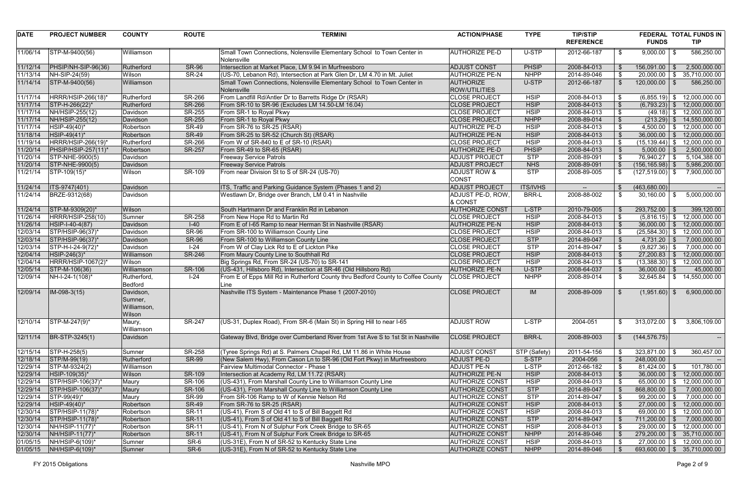| DATE | PROJECT NUMBER | COUNTY | ROUTE | TERMINI | ACTION/PHASE | TYPE | TIP/STIP REFERENCE | FEDERAL FUNDS | TOTAL FUNDS IN TIP |
|---|---|---|---|---|---|---|---|---|---|
| 11/06/14 | STP-M-9400(56) | Williamson | | Small Town Connections, Nolensville Elementary School to Town Center in Nolensville | AUTHORIZE PE-D | U-STP | 2012-66-187 | $ 9,000.00 | $ 586,250.00 |
| 11/12/14 | PHSIP/NH-SIP-96(36) | Rutherford | SR-96 | Intersection at Market Place, LM 9.94 in Murfreesboro | ADJUST CONST | PHSIP | 2008-84-013 | $ 156,091.00 | $ 2,500,000.00 |
| 11/13/14 | NH-SIP-24(59) | Wilson | SR-24 | (US-70, Lebanon Rd), Intersection at Park Glen Dr, LM 4.70 in Mt. Juliet | AUTHORIZE PE-N | NHPP | 2014-89-046 | $ 20,000.00 | $ 35,710,000.00 |
| 11/14/14 | STP-M-9400(56) | Williamson | | Small Town Connections, Nolensville Elementary School to Town Center in Nolensville | AUTHORIZE ROW/UTILITIES | U-STP | 2012-66-187 | $ 120,000.00 | $ 586,250.00 |
| 11/17/14 | HRRR/HSIP-266(18)* | Rutherford | SR-266 | From Landfill Rd/Antler Dr to Barretts Ridge Dr (RSAR) | CLOSE PROJECT | HSIP | 2008-84-013 | $ (6,855.19) | $ 12,000,000.00 |
| 11/17/14 | STP-H-266(22)* | Rutherford | SR-266 | From SR-10 to SR-96 (Excludes LM 14.50-LM 16.04) | CLOSE PROJECT | HSIP | 2008-84-013 | $ (6,793.23) | $ 12,000,000.00 |
| 11/17/14 | NH/HSIP-255(12) | Davidson | SR-255 | From SR-1 to Royal Pkwy | CLOSE PROJECT | HSIP | 2008-84-013 | $ (49.18) | $ 12,000,000.00 |
| 11/17/14 | NH/HSIP-255(12) | Davidson | SR-255 | From SR-1 to Royal Pkwy | CLOSE PROJECT | NHPP | 2008-89-014 | $ (213.29) | $ 14,550,000.00 |
| 11/17/14 | HSIP-49(40)* | Robertson | SR-49 | From SR-76 to SR-25 (RSAR) | AUTHORIZE PE-D | HSIP | 2008-84-013 | $ 4,500.00 | $ 12,000,000.00 |
| 11/18/14 | HSIP-49(41)* | Robertson | SR-49 | From SR-25 to SR-52 (Church St) (RSAR) | AUTHORIZE PE-N | HSIP | 2008-84-013 | $ 36,000.00 | $ 12,000,000.00 |
| 11/19/14 | HRRR/HSIP-266(19)* | Rutherford | SR-266 | From W of SR-840 to E of SR-10 (RSAR) | CLOSE PROJECT | HSIP | 2008-84-013 | $ (15,139.44) | $ 12,000,000.00 |
| 11/20/14 | PHSIP/HSIP-257(11)* | Robertson | SR-257 | From SR-49 to SR-65 (RSAR) | AUTHORIZE PE-D | PHSIP | 2008-84-013 | $ 5,000.00 | $ 2,500,000.00 |
| 11/20/14 | STP-NHE-9900(5) | Davidson | | Freeway Service Patrols | ADJUST PROJECT | STP | 2008-89-091 | $ 76,940.27 | $ 5,104,388.00 |
| 11/20/14 | STP-NHE-9900(5) | Davidson | | Freeway Service Patrols | ADJUST PROJECT | NHS | 2008-89-091 | $ (156,165.98) | $ 5,986,200.00 |
| 11/21/14 | STP-109(15)* | Wilson | SR-109 | From near Division St to S of SR-24 (US-70) | ADJUST ROW & CONST | STP | 2008-89-005 | $ (127,519.00) | $ 7,900,000.00 |
| 11/24/14 | ITS-9747(401) | Davidson | | ITS, Traffic and Parking Guidance System (Phases 1 and 2) | ADJUST PROJECT | ITS/IVHS | -- | $ (463,680.00) | -- |
| 11/24/14 | BRZE-9312(68) | Davidson | | Westlawn Dr, Bridge over Branch, LM 0.41 in Nashville | ADJUST PE-D, ROW, & CONST | BRR-L | 2008-88-002 | $ 30,160.00 | $ 5,000,000.00 |
| 11/24/14 | STP-M-9309(20)* | Wilson | | South Hartmann Dr and Franklin Rd in Lebanon | AUTHORIZE CONST | L-STP | 2010-79-005 | $ 293,752.00 | $ 399,120.00 |
| 11/26/14 | HRRR/HSIP-258(10) | Sumner | SR-258 | From New Hope Rd to Martin Rd | CLOSE PROJECT | HSIP | 2008-84-013 | $ (5,816.15) | $ 12,000,000.00 |
| 11/26/14 | HSIP-I-40-4(87) | Davidson | I-40 | From E of I-65 Ramp to near Herman St in Nashville (RSAR) | AUTHORIZE PE-N | HSIP | 2008-84-013 | $ 36,000.00 | $ 12,000,000.00 |
| 12/03/14 | STP/HSIP-96(37)* | Davidson | SR-96 | From SR-100 to Williamson County Line | CLOSE PROJECT | HSIP | 2008-84-013 | $ (25,584.30) | $ 12,000,000.00 |
| 12/03/14 | STP/HSIP-96(37)* | Davidson | SR-96 | From SR-100 to Williamson County Line | CLOSE PROJECT | STP | 2014-89-047 | $ 4,731.20 | $ 7,000,000.00 |
| 12/03/14 | STP-H-I-24-9(72)* | Davidson | I-24 | From W of Clay Lick Rd to E of Lickton Pike | CLOSE PROJECT | STP | 2014-89-047 | $ (9,827.36) | $ 7,000,000.00 |
| 12/04/14 | HSIP-246(3)* | Williamson | SR-246 | From Maury County Line to Southhall Rd | CLOSE PROJECT | HSIP | 2008-84-013 | $ 27,200.83 | $ 12,000,000.00 |
| 12/04/14 | HRRR/HSIP-1067(2)* | Wilson | | Big Springs Rd, From SR-24 (US-70) to SR-141 | CLOSE PROJECT | HSIP | 2008-84-013 | $ (13,388.30) | $ 12,000,000.00 |
| 12/05/14 | STP-M-106(36) | Williamson | SR-106 | (US-431, Hillsboro Rd), Intersection at SR-46 (Old Hillsboro Rd) | AUTHORIZE PE-N | U-STP | 2008-64-037 | $ 36,000.00 | $ 45,000.00 |
| 12/09/14 | NH-I-24-1(108)* | Rutherford, Bedford | I-24 | From E of Epps Mill Rd in Rutherford County thru Bedford County to Coffee County Line | CLOSE PROJECT | NHPP | 2008-89-014 | $ 32,645.84 | $ 14,550,000.00 |
| 12/09/14 | IM-098-3(15) | Davidson, Sumner, Williamson, Wilson | | Nashville ITS System - Maintenance Phase 1 (2007-2010) | CLOSE PROJECT | IM | 2008-89-009 | $ (1,951.60) | $ 6,900,000.00 |
| 12/10/14 | STP-M-247(9)* | Maury, Williamson | SR-247 | (US-31, Duplex Road), From SR-6 (Main St) in Spring Hill to near I-65 | ADJUST ROW | L-STP | 2004-051 | $ 313,072.00 | $ 3,806,109.00 |
| 12/11/14 | BR-STP-3245(1) | Davidson | | Gateway Blvd, Bridge over Cumberland River from 1st Ave S to 1st St in Nashville | CLOSE PROJECT | BRR-L | 2008-89-003 | $ (144,576.75) | -- |
| 12/15/14 | STP-H-258(5) | Sumner | SR-258 | (Tyree Springs Rd) at S. Palmers Chapel Rd, LM 11.86 in White House | ADJUST CONST | STP (Safety) | 2011-54-156 | $ 323,871.00 | $ 360,457.00 |
| 12/18/14 | STP/M-99(19) | Rutherford | SR-99 | (New Salem Hwy), From Cason Ln to SR-96 (Old Fort Pkwy) in Murfreesboro | ADJUST PE-D | S-STP | 2004-056 | $ 248,000.00 | -- |
| 12/29/14 | STP-M-9324(2) | Williamson | | Fairview Multimodal Connector - Phase 1 | ADJUST PE-N | L-STP | 2012-66-182 | $ 81,424.00 | $ 101,780.00 |
| 12/29/14 | HSIP-109(35)* | Wilson | SR-109 | Intersection at Academy Rd, LM 11.72 (RSAR) | AUTHORIZE PE-N | HSIP | 2008-84-013 | $ 36,000.00 | $ 12,000,000.00 |
| 12/29/14 | STP/HSIP-106(37)* | Maury | SR-106 | (US-431), From Marshall County Line to Williamson County Line | AUTHORIZE CONST | HSIP | 2008-84-013 | $ 65,000.00 | $ 12,000,000.00 |
| 12/29/14 | STP/HSIP-106(37)* | Maury | SR-106 | (US-431), From Marshall County Line to Williamson County Line | AUTHORIZE CONST | STP | 2014-89-047 | $ 868,800.00 | $ 7,000,000.00 |
| 12/29/14 | STP-99(49)* | Maury | SR-99 | From SR-106 Ramp to W of Kennie Nelson Rd | AUTHORIZE CONST | STP | 2014-89-047 | $ 99,200.00 | $ 7,000,000.00 |
| 12/29/14 | HSIP-49(40)* | Robertson | SR-49 | From SR-76 to SR-25 (RSAR) | AUTHORIZE CONST | HSIP | 2008-84-013 | $ 27,000.00 | $ 12,000,000.00 |
| 12/30/14 | STP/HSIP-11(78)* | Robertson | SR-11 | (US-41), From S of Old 41 to S of Bill Baggett Rd | AUTHORIZE CONST | HSIP | 2008-84-013 | $ 69,000.00 | $ 12,000,000.00 |
| 12/30/14 | STP/HSIP-11(78)* | Robertson | SR-11 | (US-41), From S of Old 41 to S of Bill Baggett Rd | AUTHORIZE CONST | STP | 2014-89-047 | $ 711,200.00 | $ 7,000,000.00 |
| 12/30/14 | NH/HSIP-11(77)* | Robertson | SR-11 | (US-41), From N of Sulphur Fork Creek Bridge to SR-65 | AUTHORIZE CONST | HSIP | 2008-84-013 | $ 29,000.00 | $ 12,000,000.00 |
| 12/30/14 | NH/HSIP-11(77)* | Robertson | SR-11 | (US-41), From N of Sulphur Fork Creek Bridge to SR-65 | AUTHORIZE CONST | NHPP | 2014-89-046 | $ 279,200.00 | $ 35,710,000.00 |
| 01/05/15 | NH/HSIP-6(109)* | Sumner | SR-6 | (US-31E), From N of SR-52 to Kentucky State Line | AUTHORIZE CONST | HSIP | 2008-84-013 | $ 27,000.00 | $ 12,000,000.00 |
| 01/05/15 | NH/HSIP-6(109)* | Sumner | SR-6 | (US-31E), From N of SR-52 to Kentucky State Line | AUTHORIZE CONST | NHPP | 2014-89-046 | $ 693,600.00 | $ 35,710,000.00 |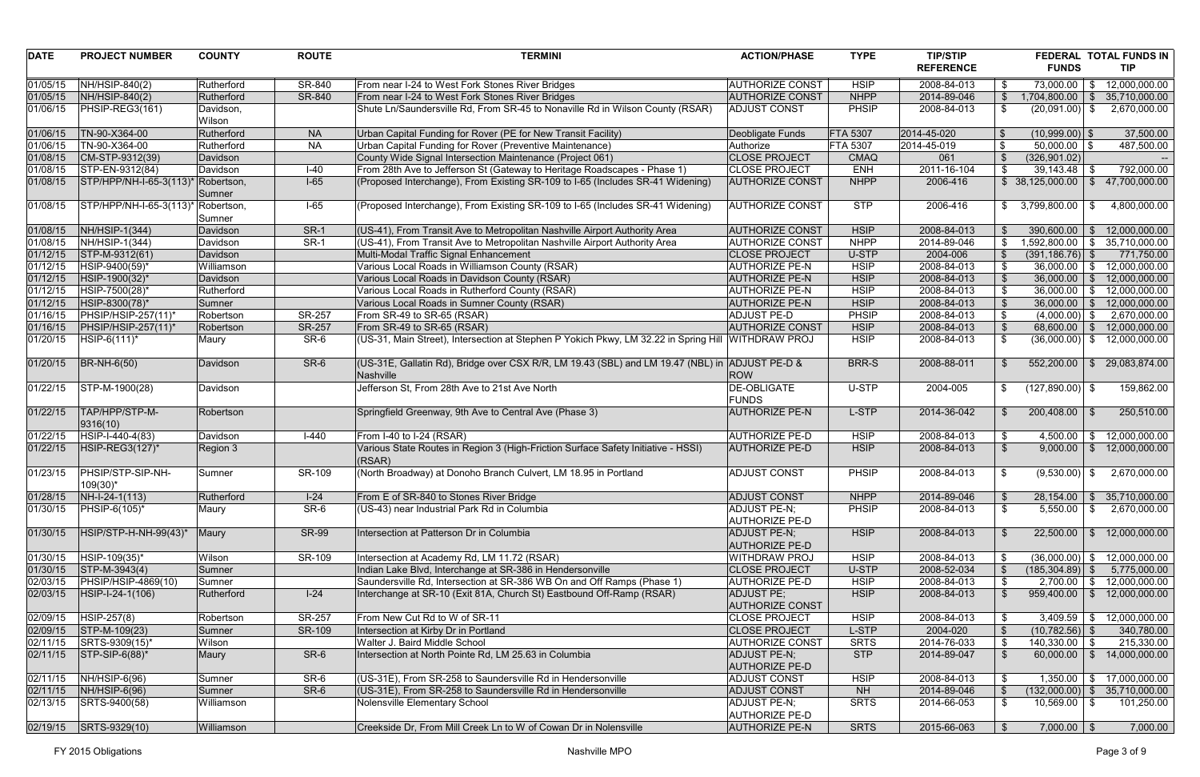| DATE | PROJECT NUMBER | COUNTY | ROUTE | TERMINI | ACTION/PHASE | TYPE | TIP/STIP REFERENCE | FEDERAL FUNDS | TOTAL FUNDS IN TIP |
|---|---|---|---|---|---|---|---|---|---|
| 01/05/15 | NH/HSIP-840(2) | Rutherford | SR-840 | From near I-24 to West Fork Stones River Bridges | AUTHORIZE CONST | HSIP | 2008-84-013 | $ 73,000.00 | $ 12,000,000.00 |
| 01/05/15 | NH/HSIP-840(2) | Rutherford | SR-840 | From near I-24 to West Fork Stones River Bridges | AUTHORIZE CONST | NHPP | 2014-89-046 | $ 1,704,800.00 | $ 35,710,000.00 |
| 01/06/15 | PHSIP-REG3(161) | Davidson, Wilson | | Shute Ln/Saundersville Rd, From SR-45 to Nonaville Rd in Wilson County (RSAR) | ADJUST CONST | PHSIP | 2008-84-013 | $ (20,091.00) | $ 2,670,000.00 |
| 01/06/15 | TN-90-X364-00 | Rutherford | NA | Urban Capital Funding for Rover (PE for New Transit Facility) | Deobligate Funds | FTA 5307 | 2014-45-020 | $ (10,999.00) | $ 37,500.00 |
| 01/06/15 | TN-90-X364-00 | Rutherford | NA | Urban Capital Funding for Rover (Preventive Maintenance) | Authorize | FTA 5307 | 2014-45-019 | $ 50,000.00 | $ 487,500.00 |
| 01/08/15 | CM-STP-9312(39) | Davidson | | County Wide Signal Intersection Maintenance (Project 061) | CLOSE PROJECT | CMAQ | 061 | $ (326,901.02) | -- |
| 01/08/15 | STP-EN-9312(84) | Davidson | I-40 | From 28th Ave to Jefferson St (Gateway to Heritage Roadscapes - Phase 1) | CLOSE PROJECT | ENH | 2011-16-104 | $ 39,143.48 | $ 792,000.00 |
| 01/08/15 | STP/HPP/NH-I-65-3(113)* | Robertson, Sumner | I-65 | (Proposed Interchange), From Existing SR-109 to I-65 (Includes SR-41 Widening) | AUTHORIZE CONST | NHPP | 2006-416 | $ 38,125,000.00 | $ 47,700,000.00 |
| 01/08/15 | STP/HPP/NH-I-65-3(113)* | Robertson, Sumner | I-65 | (Proposed Interchange), From Existing SR-109 to I-65 (Includes SR-41 Widening) | AUTHORIZE CONST | STP | 2006-416 | $ 3,799,800.00 | $ 4,800,000.00 |
| 01/08/15 | NH/HSIP-1(344) | Davidson | SR-1 | (US-41), From Transit Ave to Metropolitan Nashville Airport Authority Area | AUTHORIZE CONST | HSIP | 2008-84-013 | $ 390,600.00 | $ 12,000,000.00 |
| 01/08/15 | NH/HSIP-1(344) | Davidson | SR-1 | (US-41), From Transit Ave to Metropolitan Nashville Airport Authority Area | AUTHORIZE CONST | NHPP | 2014-89-046 | $ 1,592,800.00 | $ 35,710,000.00 |
| 01/12/15 | STP-M-9312(61) | Davidson | | Multi-Modal Traffic Signal Enhancement | CLOSE PROJECT | U-STP | 2004-006 | $ (391,186.76) | $ 771,750.00 |
| 01/12/15 | HSIP-9400(59)* | Williamson | | Various Local Roads in Williamson County (RSAR) | AUTHORIZE PE-N | HSIP | 2008-84-013 | $ 36,000.00 | $ 12,000,000.00 |
| 01/12/15 | HSIP-1900(32)* | Davidson | | Various Local Roads in Davidson County (RSAR) | AUTHORIZE PE-N | HSIP | 2008-84-013 | $ 36,000.00 | $ 12,000,000.00 |
| 01/12/15 | HSIP-7500(28)* | Rutherford | | Various Local Roads in Rutherford County (RSAR) | AUTHORIZE PE-N | HSIP | 2008-84-013 | $ 36,000.00 | $ 12,000,000.00 |
| 01/12/15 | HSIP-8300(78)* | Sumner | | Various Local Roads in Sumner County (RSAR) | AUTHORIZE PE-N | HSIP | 2008-84-013 | $ 36,000.00 | $ 12,000,000.00 |
| 01/16/15 | PHSIP/HSIP-257(11)* | Robertson | SR-257 | From SR-49 to SR-65 (RSAR) | ADJUST PE-D | PHSIP | 2008-84-013 | $ (4,000.00) | $ 2,670,000.00 |
| 01/16/15 | PHSIP/HSIP-257(11)* | Robertson | SR-257 | From SR-49 to SR-65 (RSAR) | AUTHORIZE CONST | HSIP | 2008-84-013 | $ 68,600.00 | $ 12,000,000.00 |
| 01/20/15 | HSIP-6(111)* | Maury | SR-6 | (US-31, Main Street), Intersection at Stephen P Yokich Pkwy, LM 32.22 in Spring Hill | WITHDRAW PROJ | HSIP | 2008-84-013 | $ (36,000.00) | $ 12,000,000.00 |
| 01/20/15 | BR-NH-6(50) | Davidson | SR-6 | (US-31E, Gallatin Rd), Bridge over CSX R/R, LM 19.43 (SBL) and LM 19.47 (NBL) in Nashville | ADJUST PE-D & ROW | BRR-S | 2008-88-011 | $ 552,200.00 | $ 29,083,874.00 |
| 01/22/15 | STP-M-1900(28) | Davidson | | Jefferson St, From 28th Ave to 21st Ave North | DE-OBLIGATE FUNDS | U-STP | 2004-005 | $ (127,890.00) | $ 159,862.00 |
| 01/22/15 | TAP/HPP/STP-M-9316(10) | Robertson | | Springfield Greenway, 9th Ave to Central Ave (Phase 3) | AUTHORIZE PE-N | L-STP | 2014-36-042 | $ 200,408.00 | $ 250,510.00 |
| 01/22/15 | HSIP-I-440-4(83) | Davidson | I-440 | From I-40 to I-24 (RSAR) | AUTHORIZE PE-D | HSIP | 2008-84-013 | $ 4,500.00 | $ 12,000,000.00 |
| 01/22/15 | HSIP-REG3(127)* | Region 3 | | Various State Routes in Region 3 (High-Friction Surface Safety Initiative - HSSI) (RSAR) | AUTHORIZE PE-D | HSIP | 2008-84-013 | $ 9,000.00 | $ 12,000,000.00 |
| 01/23/15 | PHSIP/STP-SIP-NH-109(30)* | Sumner | SR-109 | (North Broadway) at Donoho Branch Culvert, LM 18.95 in Portland | ADJUST CONST | PHSIP | 2008-84-013 | $ (9,530.00) | $ 2,670,000.00 |
| 01/28/15 | NH-I-24-1(113) | Rutherford | I-24 | From E of SR-840 to Stones River Bridge | ADJUST CONST | NHPP | 2014-89-046 | $ 28,154.00 | $ 35,710,000.00 |
| 01/30/15 | PHSIP-6(105)* | Maury | SR-6 | (US-43) near Industrial Park Rd in Columbia | ADJUST PE-N; AUTHORIZE PE-D | PHSIP | 2008-84-013 | $ 5,550.00 | $ 2,670,000.00 |
| 01/30/15 | HSIP/STP-H-NH-99(43)* | Maury | SR-99 | Intersection at Patterson Dr in Columbia | ADJUST PE-N; AUTHORIZE PE-D | HSIP | 2008-84-013 | $ 22,500.00 | $ 12,000,000.00 |
| 01/30/15 | HSIP-109(35)* | Wilson | SR-109 | Intersection at Academy Rd, LM 11.72 (RSAR) | WITHDRAW PROJ | HSIP | 2008-84-013 | $ (36,000.00) | $ 12,000,000.00 |
| 01/30/15 | STP-M-3943(4) | Sumner | | Indian Lake Blvd, Interchange at SR-386 in Hendersonville | CLOSE PROJECT | U-STP | 2008-52-034 | $ (185,304.89) | $ 5,775,000.00 |
| 02/03/15 | PHSIP/HSIP-4869(10) | Sumner | | Saundersville Rd, Intersection at SR-386 WB On and Off Ramps (Phase 1) | AUTHORIZE PE-D | HSIP | 2008-84-013 | $ 2,700.00 | $ 12,000,000.00 |
| 02/03/15 | HSIP-I-24-1(106) | Rutherford | I-24 | Interchange at SR-10 (Exit 81A, Church St) Eastbound Off-Ramp (RSAR) | ADJUST PE; AUTHORIZE CONST | HSIP | 2008-84-013 | $ 959,400.00 | $ 12,000,000.00 |
| 02/09/15 | HSIP-257(8) | Robertson | SR-257 | From New Cut Rd to W of SR-11 | CLOSE PROJECT | HSIP | 2008-84-013 | $ 3,409.59 | $ 12,000,000.00 |
| 02/09/15 | STP-M-109(23) | Sumner | SR-109 | Intersection at Kirby Dr in Portland | CLOSE PROJECT | L-STP | 2004-020 | $ (10,782.56) | $ 340,780.00 |
| 02/11/15 | SRTS-9309(15)* | Wilson | | Walter J. Baird Middle School | AUTHORIZE CONST | SRTS | 2014-76-033 | $ 140,330.00 | $ 215,330.00 |
| 02/11/15 | STP-SIP-6(88)* | Maury | SR-6 | Intersection at North Pointe Rd, LM 25.63 in Columbia | ADJUST PE-N; AUTHORIZE PE-D | STP | 2014-89-047 | $ 60,000.00 | $ 14,000,000.00 |
| 02/11/15 | NH/HSIP-6(96) | Sumner | SR-6 | (US-31E), From SR-258 to Saundersville Rd in Hendersonville | ADJUST CONST | HSIP | 2008-84-013 | $ 1,350.00 | $ 17,000,000.00 |
| 02/11/15 | NH/HSIP-6(96) | Sumner | SR-6 | (US-31E), From SR-258 to Saundersville Rd in Hendersonville | ADJUST CONST | NH | 2014-89-046 | $ (132,000.00) | $ 35,710,000.00 |
| 02/13/15 | SRTS-9400(58) | Williamson | | Nolensville Elementary School | ADJUST PE-N; AUTHORIZE PE-D | SRTS | 2014-66-053 | $ 10,569.00 | $ 101,250.00 |
| 02/19/15 | SRTS-9329(10) | Williamson | | Creekside Dr, From Mill Creek Ln to W of Cowan Dr in Nolensville | AUTHORIZE PE-N | SRTS | 2015-66-063 | $ 7,000.00 | $ 7,000.00 |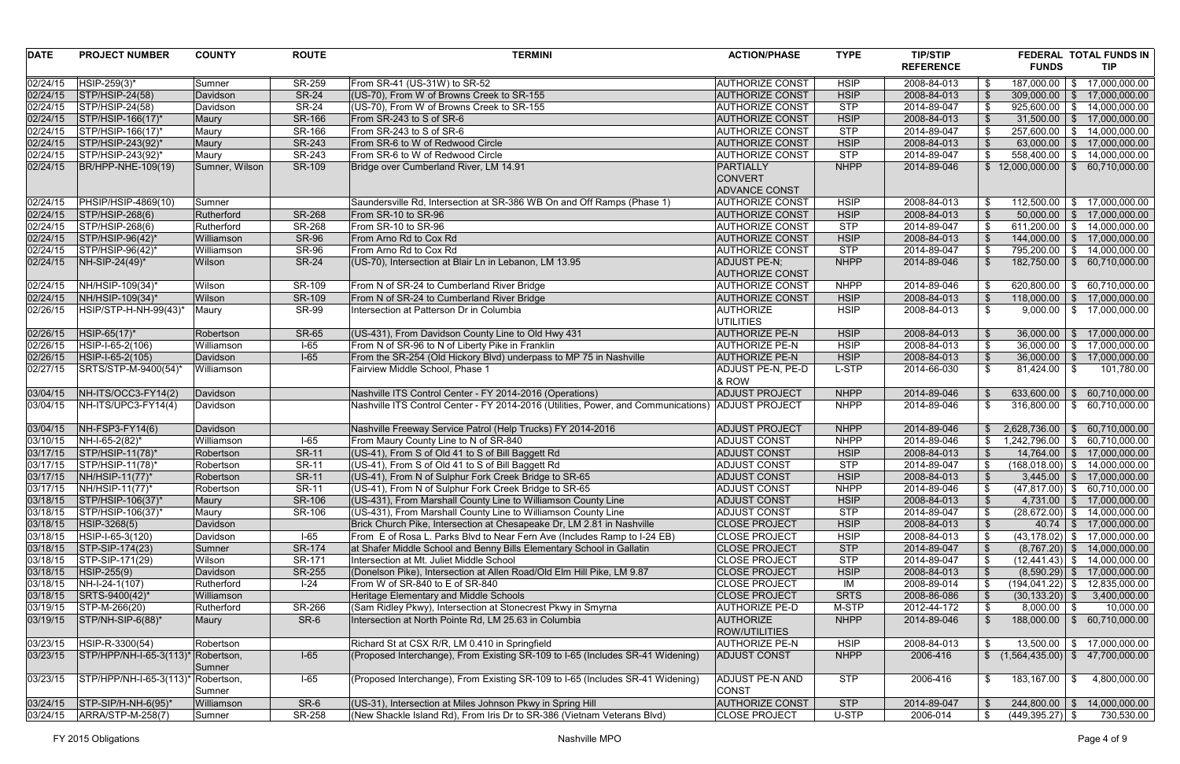| DATE | PROJECT NUMBER | COUNTY | ROUTE | TERMINI | ACTION/PHASE | TYPE | TIP/STIP REFERENCE | FEDERAL FUNDS | TOTAL FUNDS IN TIP |
|---|---|---|---|---|---|---|---|---|---|
| 02/24/15 | HSIP-259(3)* | Sumner | SR-259 | From SR-41 (US-31W) to SR-52 | AUTHORIZE CONST | HSIP | 2008-84-013 | $ 187,000.00 | $ 17,000,000.00 |
| 02/24/15 | STP/HSIP-24(58) | Davidson | SR-24 | (US-70), From W of Browns Creek to SR-155 | AUTHORIZE CONST | HSIP | 2008-84-013 | $ 309,000.00 | $ 17,000,000.00 |
| 02/24/15 | STP/HSIP-24(58) | Davidson | SR-24 | (US-70), From W of Browns Creek to SR-155 | AUTHORIZE CONST | STP | 2014-89-047 | $ 925,600.00 | $ 14,000,000.00 |
| 02/24/15 | STP/HSIP-166(17)* | Maury | SR-166 | From SR-243 to S of SR-6 | AUTHORIZE CONST | HSIP | 2008-84-013 | $ 31,500.00 | $ 17,000,000.00 |
| 02/24/15 | STP/HSIP-166(17)* | Maury | SR-166 | From SR-243 to S of SR-6 | AUTHORIZE CONST | STP | 2014-89-047 | $ 257,600.00 | $ 14,000,000.00 |
| 02/24/15 | STP/HSIP-243(92)* | Maury | SR-243 | From SR-6 to W of Redwood Circle | AUTHORIZE CONST | HSIP | 2008-84-013 | $ 63,000.00 | $ 17,000,000.00 |
| 02/24/15 | STP/HSIP-243(92)* | Maury | SR-243 | From SR-6 to W of Redwood Circle | AUTHORIZE CONST | STP | 2014-89-047 | $ 558,400.00 | $ 14,000,000.00 |
| 02/24/15 | BR/HPP-NHE-109(19) | Sumner, Wilson | SR-109 | Bridge over Cumberland River, LM 14.91 | PARTIALLY CONVERT ADVANCE CONST | NHPP | 2014-89-046 | $ 12,000,000.00 | $ 60,710,000.00 |
| 02/24/15 | PHSIP/HSIP-4869(10) | Sumner | | Saundersville Rd, Intersection at SR-386 WB On and Off Ramps (Phase 1) | AUTHORIZE CONST | HSIP | 2008-84-013 | $ 112,500.00 | $ 17,000,000.00 |
| 02/24/15 | STP/HSIP-268(6) | Rutherford | SR-268 | From SR-10 to SR-96 | AUTHORIZE CONST | HSIP | 2008-84-013 | $ 50,000.00 | $ 17,000,000.00 |
| 02/24/15 | STP/HSIP-268(6) | Rutherford | SR-268 | From SR-10 to SR-96 | AUTHORIZE CONST | STP | 2014-89-047 | $ 611,200.00 | $ 14,000,000.00 |
| 02/24/15 | STP/HSIP-96(42)* | Williamson | SR-96 | From Arno Rd to Cox Rd | AUTHORIZE CONST | HSIP | 2008-84-013 | $ 144,000.00 | $ 17,000,000.00 |
| 02/24/15 | STP/HSIP-96(42)* | Williamson | SR-96 | From Arno Rd to Cox Rd | AUTHORIZE CONST | STP | 2014-89-047 | $ 795,200.00 | $ 14,000,000.00 |
| 02/24/15 | NH-SIP-24(49)* | Wilson | SR-24 | (US-70), Intersection at Blair Ln in Lebanon, LM 13.95 | ADJUST PE-N; AUTHORIZE CONST | NHPP | 2014-89-046 | $ 182,750.00 | $ 60,710,000.00 |
| 02/24/15 | NH/HSIP-109(34)* | Wilson | SR-109 | From N of SR-24 to Cumberland River Bridge | AUTHORIZE CONST | NHPP | 2014-89-046 | $ 620,800.00 | $ 60,710,000.00 |
| 02/24/15 | NH/HSIP-109(34)* | Wilson | SR-109 | From N of SR-24 to Cumberland River Bridge | AUTHORIZE CONST | HSIP | 2008-84-013 | $ 118,000.00 | $ 17,000,000.00 |
| 02/26/15 | HSIP/STP-H-NH-99(43)* | Maury | SR-99 | Intersection at Patterson Dr in Columbia | AUTHORIZE UTILITIES | HSIP | 2008-84-013 | $ 9,000.00 | $ 17,000,000.00 |
| 02/26/15 | HSIP-65(17)* | Robertson | SR-65 | (US-431), From Davidson County Line to Old Hwy 431 | AUTHORIZE PE-N | HSIP | 2008-84-013 | $ 36,000.00 | $ 17,000,000.00 |
| 02/26/15 | HSIP-I-65-2(106) | Williamson | I-65 | From N of SR-96 to N of Liberty Pike in Franklin | AUTHORIZE PE-N | HSIP | 2008-84-013 | $ 36,000.00 | $ 17,000,000.00 |
| 02/26/15 | HSIP-I-65-2(105) | Davidson | I-65 | From the SR-254 (Old Hickory Blvd) underpass to MP 75 in Nashville | AUTHORIZE PE-N | HSIP | 2008-84-013 | $ 36,000.00 | $ 17,000,000.00 |
| 02/27/15 | SRTS/STP-M-9400(54)* | Williamson | | Fairview Middle School, Phase 1 | ADJUST PE-N, PE-D & ROW | L-STP | 2014-66-030 | $ 81,424.00 | $ 101,780.00 |
| 03/04/15 | NH-ITS/OCC3-FY14(2) | Davidson | | Nashville ITS Control Center - FY 2014-2016 (Operations) | ADJUST PROJECT | NHPP | 2014-89-046 | $ 633,600.00 | $ 60,710,000.00 |
| 03/04/15 | NH-ITS/UPC3-FY14(4) | Davidson | | Nashville ITS Control Center - FY 2014-2016 (Utilities, Power, and Communications) | ADJUST PROJECT | NHPP | 2014-89-046 | $ 316,800.00 | $ 60,710,000.00 |
| 03/04/15 | NH-FSP3-FY14(6) | Davidson | | Nashville Freeway Service Patrol (Help Trucks) FY 2014-2016 | ADJUST PROJECT | NHPP | 2014-89-046 | $ 2,628,736.00 | $ 60,710,000.00 |
| 03/10/15 | NH-I-65-2(82)* | Williamson | I-65 | From Maury County Line to N of SR-840 | ADJUST CONST | NHPP | 2014-89-046 | $ 1,242,796.00 | $ 60,710,000.00 |
| 03/17/15 | STP/HSIP-11(78)* | Robertson | SR-11 | (US-41), From S of Old 41 to S of Bill Baggett Rd | ADJUST CONST | HSIP | 2008-84-013 | $ 14,764.00 | $ 17,000,000.00 |
| 03/17/15 | STP/HSIP-11(78)* | Robertson | SR-11 | (US-41), From S of Old 41 to S of Bill Baggett Rd | ADJUST CONST | STP | 2014-89-047 | $ (168,018.00) | $ 14,000,000.00 |
| 03/17/15 | NH/HSIP-11(77)* | Robertson | SR-11 | (US-41), From N of Sulphur Fork Creek Bridge to SR-65 | ADJUST CONST | HSIP | 2008-84-013 | $ 3,445.00 | $ 17,000,000.00 |
| 03/17/15 | NH/HSIP-11(77)* | Robertson | SR-11 | (US-41), From N of Sulphur Fork Creek Bridge to SR-65 | ADJUST CONST | NHPP | 2014-89-046 | $ (47,817.00) | $ 60,710,000.00 |
| 03/18/15 | STP/HSIP-106(37)* | Maury | SR-106 | (US-431), From Marshall County Line to Williamson County Line | ADJUST CONST | HSIP | 2008-84-013 | $ 4,731.00 | $ 17,000,000.00 |
| 03/18/15 | STP/HSIP-106(37)* | Maury | SR-106 | (US-431), From Marshall County Line to Williamson County Line | ADJUST CONST | STP | 2014-89-047 | $ (28,672.00) | $ 14,000,000.00 |
| 03/18/15 | HSIP-3268(5) | Davidson | | Brick Church Pike, Intersection at Chesapeake Dr, LM 2.81 in Nashville | CLOSE PROJECT | HSIP | 2008-84-013 | $ 40.74 | $ 17,000,000.00 |
| 03/18/15 | HSIP-I-65-3(120) | Davidson | I-65 | From E of Rosa L. Parks Blvd to Near Fern Ave (Includes Ramp to I-24 EB) | CLOSE PROJECT | HSIP | 2008-84-013 | $ (43,178.02) | $ 17,000,000.00 |
| 03/18/15 | STP-SIP-174(23) | Sumner | SR-174 | at Shafer Middle School and Benny Bills Elementary School in Gallatin | CLOSE PROJECT | STP | 2014-89-047 | $ (8,767.20) | $ 14,000,000.00 |
| 03/18/15 | STP-SIP-171(29) | Wilson | SR-171 | Intersection at Mt. Juliet Middle School | CLOSE PROJECT | STP | 2014-89-047 | $ (12,441.43) | $ 14,000,000.00 |
| 03/18/15 | HSIP-255(9) | Davidson | SR-255 | (Donelson Pike), Intersection at Allen Road/Old Elm Hill Pike, LM 9.87 | CLOSE PROJECT | HSIP | 2008-84-013 | $ (8,590.29) | $ 17,000,000.00 |
| 03/18/15 | NH-I-24-1(107) | Rutherford | I-24 | From W of SR-840 to E of SR-840 | CLOSE PROJECT | IM | 2008-89-014 | $ (194,041.22) | $ 12,835,000.00 |
| 03/18/15 | SRTS-9400(42)* | Williamson | | Heritage Elementary and Middle Schools | CLOSE PROJECT | SRTS | 2008-86-086 | $ (30,133.20) | $ 3,400,000.00 |
| 03/19/15 | STP-M-266(20) | Rutherford | SR-266 | (Sam Ridley Pkwy), Intersection at Stonecrest Pkwy in Smyrna | AUTHORIZE PE-D | M-STP | 2012-44-172 | $ 8,000.00 | $ 10,000.00 |
| 03/19/15 | STP/NH-SIP-6(88)* | Maury | SR-6 | Intersection at North Pointe Rd, LM 25.63 in Columbia | AUTHORIZE ROW/UTILITIES | NHPP | 2014-89-046 | $ 188,000.00 | $ 60,710,000.00 |
| 03/23/15 | HSIP-R-3300(54) | Robertson | | Richard St at CSX R/R, LM 0.410 in Springfield | AUTHORIZE PE-N | HSIP | 2008-84-013 | $ 13,500.00 | $ 17,000,000.00 |
| 03/23/15 | STP/HPP/NH-I-65-3(113)* | Robertson, Sumner | I-65 | (Proposed Interchange), From Existing SR-109 to I-65 (Includes SR-41 Widening) | ADJUST CONST | NHPP | 2006-416 | $ (1,564,435.00) | $ 47,700,000.00 |
| 03/23/15 | STP/HPP/NH-I-65-3(113)* | Robertson, Sumner | I-65 | (Proposed Interchange), From Existing SR-109 to I-65 (Includes SR-41 Widening) | ADJUST PE-N AND CONST | STP | 2006-416 | $ 183,167.00 | $ 4,800,000.00 |
| 03/24/15 | STP-SIP/H-NH-6(95)* | Williamson | SR-6 | (US-31), Intersection at Miles Johnson Pkwy in Spring Hill | AUTHORIZE CONST | STP | 2014-89-047 | $ 244,800.00 | $ 14,000,000.00 |
| 03/24/15 | ARRA/STP-M-258(7) | Sumner | SR-258 | (New Shackle Island Rd), From Iris Dr to SR-386 (Vietnam Veterans Blvd) | CLOSE PROJECT | U-STP | 2006-014 | $ (449,395.27) | $ 730,530.00 |

FY 2015 Obligations

Nashville MPO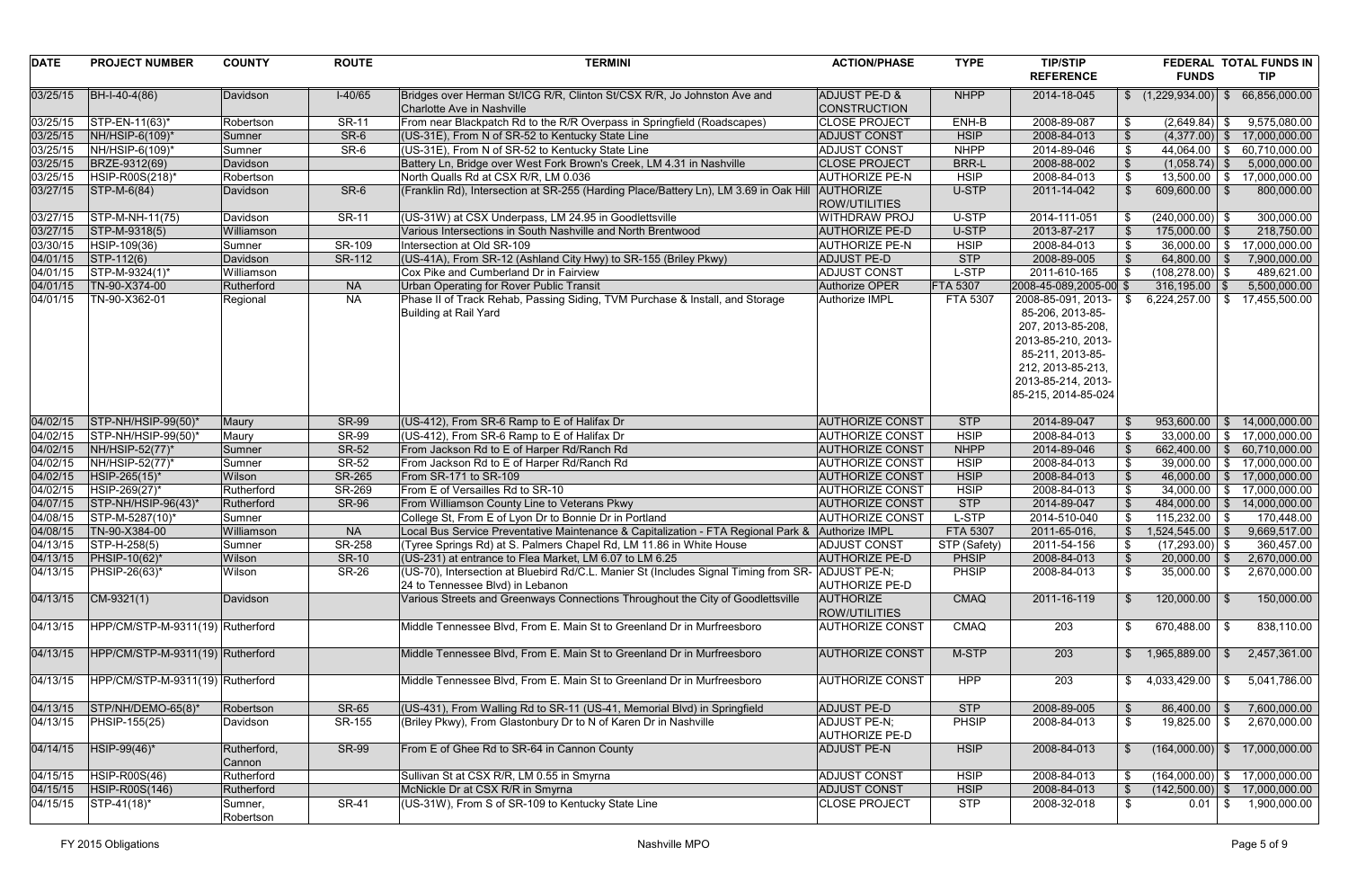| DATE | PROJECT NUMBER | COUNTY | ROUTE | TERMINI | ACTION/PHASE | TYPE | TIP/STIP REFERENCE | FEDERAL FUNDS | TOTAL FUNDS IN TIP |
|---|---|---|---|---|---|---|---|---|---|
| 03/25/15 | BH-I-40-4(86) | Davidson | I-40/65 | Bridges over Herman St/ICG R/R, Clinton St/CSX R/R, Jo Johnston Ave and Charlotte Ave in Nashville | ADJUST PE-D & CONSTRUCTION | NHPP | 2014-18-045 | $ (1,229,934.00) | $ 66,856,000.00 |
| 03/25/15 | STP-EN-11(63)* | Robertson | SR-11 | From near Blackpatch Rd to the R/R Overpass in Springfield (Roadscapes) | CLOSE PROJECT | ENH-B | 2008-89-087 | $ (2,649.84) | $ 9,575,080.00 |
| 03/25/15 | NH/HSIP-6(109)* | Sumner | SR-6 | (US-31E), From N of SR-52 to Kentucky State Line | ADJUST CONST | HSIP | 2008-84-013 | $ (4,377.00) | $ 17,000,000.00 |
| 03/25/15 | NH/HSIP-6(109)* | Sumner | SR-6 | (US-31E), From N of SR-52 to Kentucky State Line | ADJUST CONST | NHPP | 2014-89-046 | $ 44,064.00 | $ 60,710,000.00 |
| 03/25/15 | BRZE-9312(69) | Davidson | | Battery Ln, Bridge over West Fork Brown's Creek, LM 4.31 in Nashville | CLOSE PROJECT | BRR-L | 2008-88-002 | $ (1,058.74) | $ 5,000,000.00 |
| 03/25/15 | HSIP-R00S(218)* | Robertson | | North Qualls Rd at CSX R/R, LM 0.036 | AUTHORIZE PE-N | HSIP | 2008-84-013 | $ 13,500.00 | $ 17,000,000.00 |
| 03/27/15 | STP-M-6(84) | Davidson | SR-6 | (Franklin Rd), Intersection at SR-255 (Harding Place/Battery Ln), LM 3.69 in Oak Hill | AUTHORIZE ROW/UTILITIES | U-STP | 2011-14-042 | $ 609,600.00 | $ 800,000.00 |
| 03/27/15 | STP-M-NH-11(75) | Davidson | SR-11 | (US-31W) at CSX Underpass, LM 24.95 in Goodlettsville | WITHDRAW PROJ | U-STP | 2014-111-051 | $ (240,000.00) | $ 300,000.00 |
| 03/27/15 | STP-M-9318(5) | Williamson | | Various Intersections in South Nashville and North Brentwood | AUTHORIZE PE-D | U-STP | 2013-87-217 | $ 175,000.00 | $ 218,750.00 |
| 03/30/15 | HSIP-109(36) | Sumner | SR-109 | Intersection at Old SR-109 | AUTHORIZE PE-N | HSIP | 2008-84-013 | $ 36,000.00 | $ 17,000,000.00 |
| 04/01/15 | STP-112(6) | Davidson | SR-112 | (US-41A), From SR-12 (Ashland City Hwy) to SR-155 (Briley Pkwy) | ADJUST PE-D | STP | 2008-89-005 | $ 64,800.00 | $ 7,900,000.00 |
| 04/01/15 | STP-M-9324(1)* | Williamson | | Cox Pike and Cumberland Dr in Fairview | ADJUST CONST | L-STP | 2011-610-165 | $ (108,278.00) | $ 489,621.00 |
| 04/01/15 | TN-90-X374-00 | Rutherford | NA | Urban Operating for Rover Public Transit | Authorize OPER | FTA 5307 | 2008-45-089,2005-00 | $ 316,195.00 | $ 5,500,000.00 |
| 04/01/15 | TN-90-X362-01 | Regional | NA | Phase II of Track Rehab, Passing Siding, TVM Purchase & Install, and Storage Building at Rail Yard | Authorize IMPL | FTA 5307 | 2008-85-091, 2013-85-206, 2013-85-207, 2013-85-208, 2013-85-210, 2013-85-211, 2013-85-212, 2013-85-213, 2013-85-214, 2013-85-215, 2014-85-024 | $ 6,224,257.00 | $ 17,455,500.00 |
| 04/02/15 | STP-NH/HSIP-99(50)* | Maury | SR-99 | (US-412), From SR-6 Ramp to E of Halifax Dr | AUTHORIZE CONST | STP | 2014-89-047 | $ 953,600.00 | $ 14,000,000.00 |
| 04/02/15 | STP-NH/HSIP-99(50)* | Maury | SR-99 | (US-412), From SR-6 Ramp to E of Halifax Dr | AUTHORIZE CONST | HSIP | 2008-84-013 | $ 33,000.00 | $ 17,000,000.00 |
| 04/02/15 | NH/HSIP-52(77)* | Sumner | SR-52 | From Jackson Rd to E of Harper Rd/Ranch Rd | AUTHORIZE CONST | NHPP | 2014-89-046 | $ 662,400.00 | $ 60,710,000.00 |
| 04/02/15 | NH/HSIP-52(77)* | Sumner | SR-52 | From Jackson Rd to E of Harper Rd/Ranch Rd | AUTHORIZE CONST | HSIP | 2008-84-013 | $ 39,000.00 | $ 17,000,000.00 |
| 04/02/15 | HSIP-265(15)* | Wilson | SR-265 | From SR-171 to SR-109 | AUTHORIZE CONST | HSIP | 2008-84-013 | $ 46,000.00 | $ 17,000,000.00 |
| 04/02/15 | HSIP-269(27)* | Rutherford | SR-269 | From E of Versailles Rd to SR-10 | AUTHORIZE CONST | HSIP | 2008-84-013 | $ 34,000.00 | $ 17,000,000.00 |
| 04/07/15 | STP-NH/HSIP-96(43)* | Rutherford | SR-96 | From Williamson County Line to Veterans Pkwy | AUTHORIZE CONST | STP | 2014-89-047 | $ 484,000.00 | $ 14,000,000.00 |
| 04/08/15 | STP-M-5287(10)* | Sumner | | College St, From E of Lyon Dr to Bonnie Dr in Portland | AUTHORIZE CONST | L-STP | 2014-510-040 | $ 115,232.00 | $ 170,448.00 |
| 04/08/15 | TN-90-X384-00 | Williamson | NA | Local Bus Service Preventative Maintenance & Capitalization - FTA Regional Park & | Authorize IMPL | FTA 5307 | 2011-65-016, | $ 1,524,545.00 | $ 9,669,517.00 |
| 04/13/15 | STP-H-258(5) | Sumner | SR-258 | (Tyree Springs Rd) at S. Palmers Chapel Rd, LM 11.86 in White House | ADJUST CONST | STP (Safety) | 2011-54-156 | $ (17,293.00) | $ 360,457.00 |
| 04/13/15 | PHSIP-10(62)* | Wilson | SR-10 | (US-231) at entrance to Flea Market, LM 6.07 to LM 6.25 | AUTHORIZE PE-D | PHSIP | 2008-84-013 | $ 20,000.00 | $ 2,670,000.00 |
| 04/13/15 | PHSIP-26(63)* | Wilson | SR-26 | (US-70), Intersection at Bluebird Rd/C.L. Manier St (Includes Signal Timing from SR-24 to Tennessee Blvd) in Lebanon | ADJUST PE-N; AUTHORIZE PE-D | PHSIP | 2008-84-013 | $ 35,000.00 | $ 2,670,000.00 |
| 04/13/15 | CM-9321(1) | Davidson | | Various Streets and Greenways Connections Throughout the City of Goodlettsville | AUTHORIZE ROW/UTILITIES | CMAQ | 2011-16-119 | $ 120,000.00 | $ 150,000.00 |
| 04/13/15 | HPP/CM/STP-M-9311(19) | Rutherford | | Middle Tennessee Blvd, From E. Main St to Greenland Dr in Murfreesboro | AUTHORIZE CONST | CMAQ | 203 | $ 670,488.00 | $ 838,110.00 |
| 04/13/15 | HPP/CM/STP-M-9311(19) | Rutherford | | Middle Tennessee Blvd, From E. Main St to Greenland Dr in Murfreesboro | AUTHORIZE CONST | M-STP | 203 | $ 1,965,889.00 | $ 2,457,361.00 |
| 04/13/15 | HPP/CM/STP-M-9311(19) | Rutherford | | Middle Tennessee Blvd, From E. Main St to Greenland Dr in Murfreesboro | AUTHORIZE CONST | HPP | 203 | $ 4,033,429.00 | $ 5,041,786.00 |
| 04/13/15 | STP/NH/DEMO-65(8)* | Robertson | SR-65 | (US-431), From Walling Rd to SR-11 (US-41, Memorial Blvd) in Springfield | ADJUST PE-D | STP | 2008-89-005 | $ 86,400.00 | $ 7,600,000.00 |
| 04/13/15 | PHSIP-155(25) | Davidson | SR-155 | (Briley Pkwy), From Glastonbury Dr to N of Karen Dr in Nashville | ADJUST PE-N; AUTHORIZE PE-D | PHSIP | 2008-84-013 | $ 19,825.00 | $ 2,670,000.00 |
| 04/14/15 | HSIP-99(46)* | Rutherford, Cannon | SR-99 | From E of Ghee Rd to SR-64 in Cannon County | ADJUST PE-N | HSIP | 2008-84-013 | $ (164,000.00) | $ 17,000,000.00 |
| 04/15/15 | HSIP-R00S(46) | Rutherford | | Sullivan St at CSX R/R, LM 0.55 in Smyrna | ADJUST CONST | HSIP | 2008-84-013 | $ (164,000.00) | $ 17,000,000.00 |
| 04/15/15 | HSIP-R00S(146) | Rutherford | | McNickle Dr at CSX R/R in Smyrna | ADJUST CONST | HSIP | 2008-84-013 | $ (142,500.00) | $ 17,000,000.00 |
| 04/15/15 | STP-41(18)* | Sumner, Robertson | SR-41 | (US-31W), From S of SR-109 to Kentucky State Line | CLOSE PROJECT | STP | 2008-32-018 | $ 0.01 | $ 1,900,000.00 |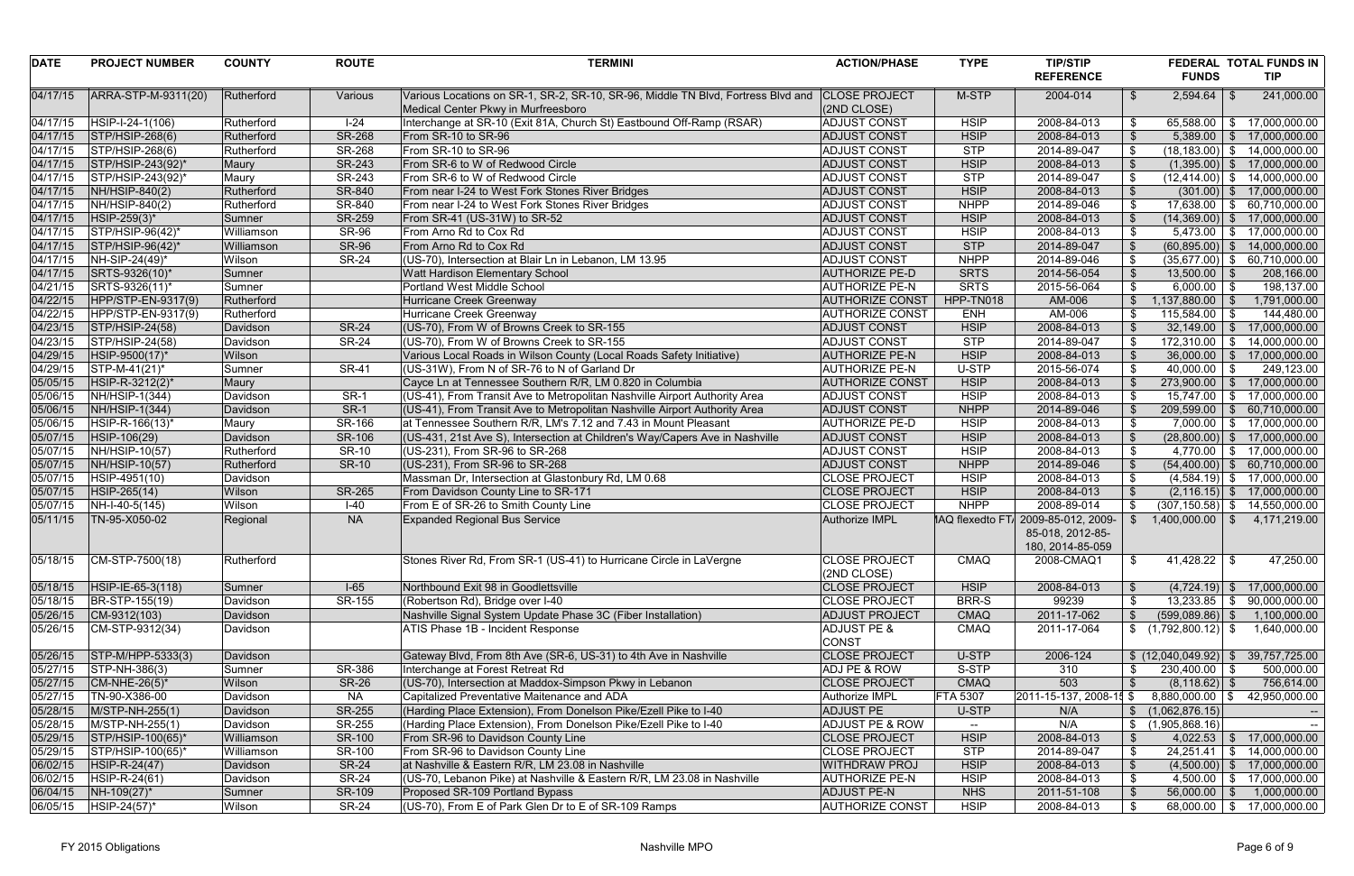| DATE | PROJECT NUMBER | COUNTY | ROUTE | TERMINI | ACTION/PHASE | TYPE | TIP/STIP REFERENCE | FEDERAL FUNDS | TOTAL FUNDS IN TIP |
|---|---|---|---|---|---|---|---|---|---|
| 04/17/15 | ARRA-STP-M-9311(20) | Rutherford | Various | Various Locations on SR-1, SR-2, SR-10, SR-96, Middle TN Blvd, Fortress Blvd and Medical Center Pkwy in Murfreesboro | CLOSE PROJECT (2ND CLOSE) | M-STP | 2004-014 | $ 2,594.64 | $ 241,000.00 |
| 04/17/15 | HSIP-I-24-1(106) | Rutherford | I-24 | Interchange at SR-10 (Exit 81A, Church St) Eastbound Off-Ramp (RSAR) | ADJUST CONST | HSIP | 2008-84-013 | $ 65,588.00 | $ 17,000,000.00 |
| 04/17/15 | STP/HSIP-268(6) | Rutherford | SR-268 | From SR-10 to SR-96 | ADJUST CONST | HSIP | 2008-84-013 | $ 5,389.00 | $ 17,000,000.00 |
| 04/17/15 | STP/HSIP-268(6) | Rutherford | SR-268 | From SR-10 to SR-96 | ADJUST CONST | STP | 2014-89-047 | $ (18,183.00) | $ 14,000,000.00 |
| 04/17/15 | STP/HSIP-243(92)* | Maury | SR-243 | From SR-6 to W of Redwood Circle | ADJUST CONST | HSIP | 2008-84-013 | $ (1,395.00) | $ 17,000,000.00 |
| 04/17/15 | STP/HSIP-243(92)* | Maury | SR-243 | From SR-6 to W of Redwood Circle | ADJUST CONST | STP | 2014-89-047 | $ (12,414.00) | $ 14,000,000.00 |
| 04/17/15 | NH/HSIP-840(2) | Rutherford | SR-840 | From near I-24 to West Fork Stones River Bridges | ADJUST CONST | HSIP | 2008-84-013 | $ (301.00) | $ 17,000,000.00 |
| 04/17/15 | NH/HSIP-840(2) | Rutherford | SR-840 | From near I-24 to West Fork Stones River Bridges | ADJUST CONST | NHPP | 2014-89-046 | $ 17,638.00 | $ 60,710,000.00 |
| 04/17/15 | HSIP-259(3)* | Sumner | SR-259 | From SR-41 (US-31W) to SR-52 | ADJUST CONST | HSIP | 2008-84-013 | $ (14,369.00) | $ 17,000,000.00 |
| 04/17/15 | STP/HSIP-96(42)* | Williamson | SR-96 | From Arno Rd to Cox Rd | ADJUST CONST | HSIP | 2008-84-013 | $ 5,473.00 | $ 17,000,000.00 |
| 04/17/15 | STP/HSIP-96(42)* | Williamson | SR-96 | From Arno Rd to Cox Rd | ADJUST CONST | STP | 2014-89-047 | $ (60,895.00) | $ 14,000,000.00 |
| 04/17/15 | NH-SIP-24(49)* | Wilson | SR-24 | (US-70), Intersection at Blair Ln in Lebanon, LM 13.95 | ADJUST CONST | NHPP | 2014-89-046 | $ (35,677.00) | $ 60,710,000.00 |
| 04/17/15 | SRTS-9326(10)* | Sumner | | Watt Hardison Elementary School | AUTHORIZE PE-D | SRTS | 2014-56-054 | $ 13,500.00 | $ 208,166.00 |
| 04/21/15 | SRTS-9326(11)* | Sumner | | Portland West Middle School | AUTHORIZE PE-N | SRTS | 2015-56-064 | $ 6,000.00 | $ 198,137.00 |
| 04/22/15 | HPP/STP-EN-9317(9) | Rutherford | | Hurricane Creek Greenway | AUTHORIZE CONST | HPP-TN018 | AM-006 | $ 1,137,880.00 | $ 1,791,000.00 |
| 04/22/15 | HPP/STP-EN-9317(9) | Rutherford | | Hurricane Creek Greenway | AUTHORIZE CONST | ENH | AM-006 | $ 115,584.00 | $ 144,480.00 |
| 04/23/15 | STP/HSIP-24(58) | Davidson | SR-24 | (US-70), From W of Browns Creek to SR-155 | ADJUST CONST | HSIP | 2008-84-013 | $ 32,149.00 | $ 17,000,000.00 |
| 04/23/15 | STP/HSIP-24(58) | Davidson | SR-24 | (US-70), From W of Browns Creek to SR-155 | ADJUST CONST | STP | 2014-89-047 | $ 172,310.00 | $ 14,000,000.00 |
| 04/29/15 | HSIP-9500(17)* | Wilson | | Various Local Roads in Wilson County (Local Roads Safety Initiative) | AUTHORIZE PE-N | HSIP | 2008-84-013 | $ 36,000.00 | $ 17,000,000.00 |
| 04/29/15 | STP-M-41(21)* | Sumner | SR-41 | (US-31W), From N of SR-76 to N of Garland Dr | AUTHORIZE PE-N | U-STP | 2015-56-074 | $ 40,000.00 | $ 249,123.00 |
| 05/05/15 | HSIP-R-3212(2)* | Maury | | Cayce Ln at Tennessee Southern R/R, LM 0.820 in Columbia | AUTHORIZE CONST | HSIP | 2008-84-013 | $ 273,900.00 | $ 17,000,000.00 |
| 05/06/15 | NH/HSIP-1(344) | Davidson | SR-1 | (US-41), From Transit Ave to Metropolitan Nashville Airport Authority Area | ADJUST CONST | HSIP | 2008-84-013 | $ 15,747.00 | $ 17,000,000.00 |
| 05/06/15 | NH/HSIP-1(344) | Davidson | SR-1 | (US-41), From Transit Ave to Metropolitan Nashville Airport Authority Area | ADJUST CONST | NHPP | 2014-89-046 | $ 209,599.00 | $ 60,710,000.00 |
| 05/06/15 | HSIP-R-166(13)* | Maury | SR-166 | at Tennessee Southern R/R, LM's 7.12 and 7.43 in Mount Pleasant | AUTHORIZE PE-D | HSIP | 2008-84-013 | $ 7,000.00 | $ 17,000,000.00 |
| 05/07/15 | HSIP-106(29) | Davidson | SR-106 | (US-431, 21st Ave S), Intersection at Children's Way/Capers Ave in Nashville | ADJUST CONST | HSIP | 2008-84-013 | $ (28,800.00) | $ 17,000,000.00 |
| 05/07/15 | NH/HSIP-10(57) | Rutherford | SR-10 | (US-231), From SR-96 to SR-268 | ADJUST CONST | HSIP | 2008-84-013 | $ 4,770.00 | $ 17,000,000.00 |
| 05/07/15 | NH/HSIP-10(57) | Rutherford | SR-10 | (US-231), From SR-96 to SR-268 | ADJUST CONST | NHPP | 2014-89-046 | $ (54,400.00) | $ 60,710,000.00 |
| 05/07/15 | HSIP-4951(10) | Davidson | | Massman Dr, Intersection at Glastonbury Rd, LM 0.68 | CLOSE PROJECT | HSIP | 2008-84-013 | $ (4,584.19) | $ 17,000,000.00 |
| 05/07/15 | HSIP-265(14) | Wilson | SR-265 | From Davidson County Line to SR-171 | CLOSE PROJECT | HSIP | 2008-84-013 | $ (2,116.15) | $ 17,000,000.00 |
| 05/07/15 | NH-I-40-5(145) | Wilson | I-40 | From E of SR-26 to Smith County Line | CLOSE PROJECT | NHPP | 2008-89-014 | $ (307,150.58) | $ 14,550,000.00 |
| 05/11/15 | TN-95-X050-02 | Regional | NA | Expanded Regional Bus Service | Authorize IMPL | CMAQ flexedto FTA | 2009-85-012, 2009-85-018, 2012-85-180, 2014-85-059 | $ 1,400,000.00 | $ 4,171,219.00 |
| 05/18/15 | CM-STP-7500(18) | Rutherford | | Stones River Rd, From SR-1 (US-41) to Hurricane Circle in LaVergne | CLOSE PROJECT (2ND CLOSE) | CMAQ | 2008-CMAQ1 | $ 41,428.22 | $ 47,250.00 |
| 05/18/15 | HSIP-IE-65-3(118) | Sumner | I-65 | Northbound Exit 98 in Goodlettsville | CLOSE PROJECT | HSIP | 2008-84-013 | $ (4,724.19) | $ 17,000,000.00 |
| 05/18/15 | BR-STP-155(19) | Davidson | SR-155 | (Robertson Rd), Bridge over I-40 | CLOSE PROJECT | BRR-S | 99239 | $ 13,233.85 | $ 90,000,000.00 |
| 05/26/15 | CM-9312(103) | Davidson | | Nashville Signal System Update Phase 3C (Fiber Installation) | ADJUST PROJECT | CMAQ | 2011-17-062 | $ (599,089.86) | $ 1,100,000.00 |
| 05/26/15 | CM-STP-9312(34) | Davidson | | ATIS Phase 1B - Incident Response | ADJUST PE & CONST | CMAQ | 2011-17-064 | $ (1,792,800.12) | $ 1,640,000.00 |
| 05/26/15 | STP-M/HPP-5333(3) | Davidson | | Gateway Blvd, From 8th Ave (SR-6, US-31) to 4th Ave in Nashville | CLOSE PROJECT | U-STP | 2006-124 | $ (12,040,049.92) | $ 39,757,725.00 |
| 05/27/15 | STP-NH-386(3) | Sumner | SR-386 | Interchange at Forest Retreat Rd | ADJ PE & ROW | S-STP | 310 | $ 230,400.00 | $ 500,000.00 |
| 05/27/15 | CM-NHE-26(5)* | Wilson | SR-26 | (US-70), Intersection at Maddox-Simpson Pkwy in Lebanon | CLOSE PROJECT | CMAQ | 503 | $ (8,118.62) | $ 756,614.00 |
| 05/27/15 | TN-90-X386-00 | Davidson | NA | Capitalized Preventative Maitenance and ADA | Authorize IMPL | FTA 5307 | 2011-15-137, 2008-15 | $ 8,880,000.00 | $ 42,950,000.00 |
| 05/28/15 | M/STP-NH-255(1) | Davidson | SR-255 | (Harding Place Extension), From Donelson Pike/Ezell Pike to I-40 | ADJUST PE | U-STP | N/A | $ (1,062,876.15) | -- |
| 05/28/15 | M/STP-NH-255(1) | Davidson | SR-255 | (Harding Place Extension), From Donelson Pike/Ezell Pike to I-40 | ADJUST PE & ROW | -- | N/A | $ (1,905,868.16) | -- |
| 05/29/15 | STP/HSIP-100(65)* | Williamson | SR-100 | From SR-96 to Davidson County Line | CLOSE PROJECT | HSIP | 2008-84-013 | $ 4,022.53 | $ 17,000,000.00 |
| 05/29/15 | STP/HSIP-100(65)* | Williamson | SR-100 | From SR-96 to Davidson County Line | CLOSE PROJECT | STP | 2014-89-047 | $ 24,251.41 | $ 14,000,000.00 |
| 06/02/15 | HSIP-R-24(47) | Davidson | SR-24 | at Nashville & Eastern R/R, LM 23.08 in Nashville | WITHDRAW PROJ | HSIP | 2008-84-013 | $ (4,500.00) | $ 17,000,000.00 |
| 06/02/15 | HSIP-R-24(61) | Davidson | SR-24 | (US-70, Lebanon Pike) at Nashville & Eastern R/R, LM 23.08 in Nashville | AUTHORIZE PE-N | HSIP | 2008-84-013 | $ 4,500.00 | $ 17,000,000.00 |
| 06/04/15 | NH-109(27)* | Sumner | SR-109 | Proposed SR-109 Portland Bypass | ADJUST PE-N | NHS | 2011-51-108 | $ 56,000.00 | $ 1,000,000.00 |
| 06/05/15 | HSIP-24(57)* | Wilson | SR-24 | (US-70), From E of Park Glen Dr to E of SR-109 Ramps | AUTHORIZE CONST | HSIP | 2008-84-013 | $ 68,000.00 | $ 17,000,000.00 |

FY 2015 Obligations

Nashville MPO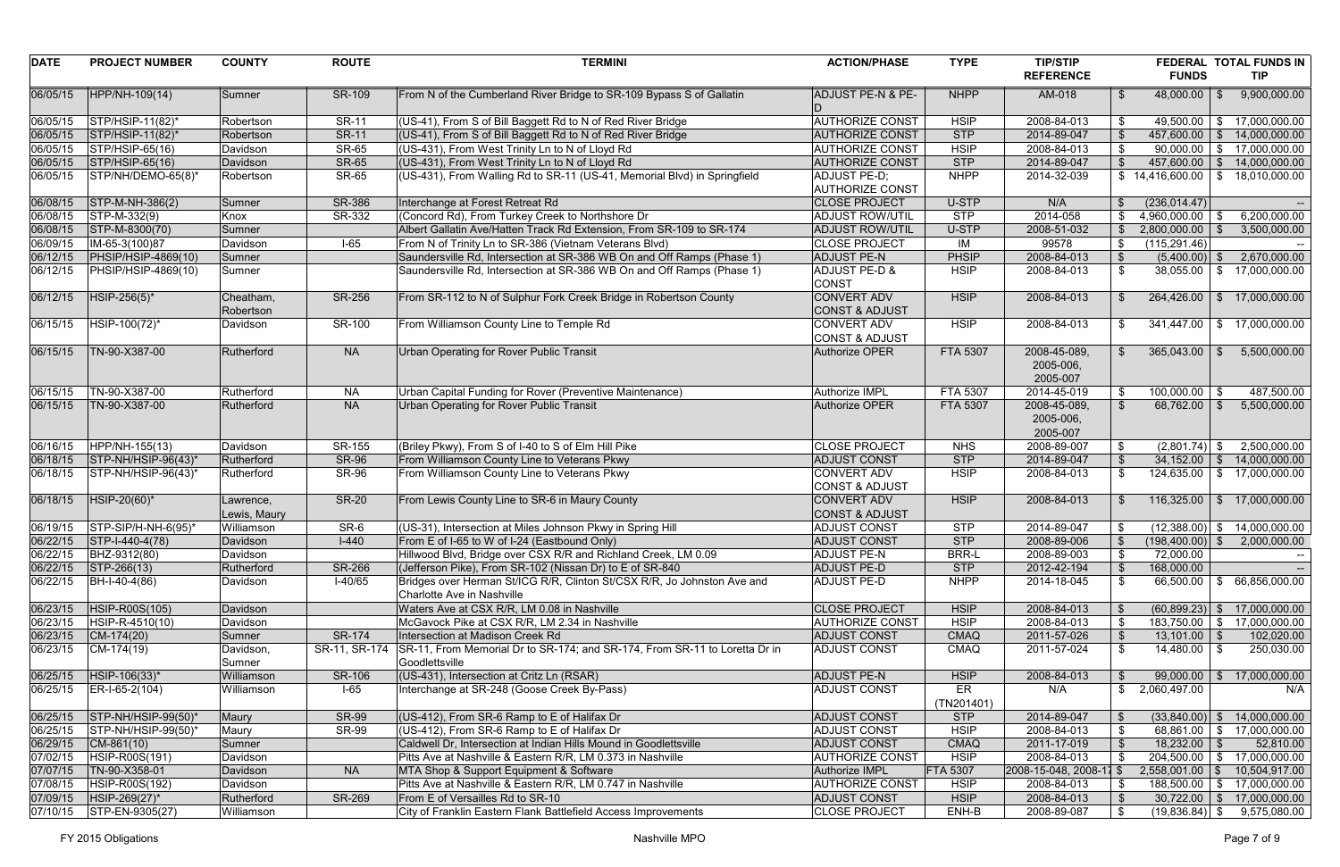| DATE | PROJECT NUMBER | COUNTY | ROUTE | TERMINI | ACTION/PHASE | TYPE | TIP/STIP REFERENCE | FEDERAL FUNDS | TOTAL FUNDS IN TIP |
|---|---|---|---|---|---|---|---|---|---|
| 06/05/15 | HPP/NH-109(14) | Sumner | SR-109 | From N of the Cumberland River Bridge to SR-109 Bypass S of Gallatin | ADJUST PE-N & PE-D | NHPP | AM-018 | $ 48,000.00 | $ 9,900,000.00 |
| 06/05/15 | STP/HSIP-11(82)* | Robertson | SR-11 | (US-41), From S of Bill Baggett Rd to N of Red River Bridge | AUTHORIZE CONST | HSIP | 2008-84-013 | $ 49,500.00 | $ 17,000,000.00 |
| 06/05/15 | STP/HSIP-11(82)* | Robertson | SR-11 | (US-41), From S of Bill Baggett Rd to N of Red River Bridge | AUTHORIZE CONST | STP | 2014-89-047 | $ 457,600.00 | $ 14,000,000.00 |
| 06/05/15 | STP/HSIP-65(16) | Davidson | SR-65 | (US-431), From West Trinity Ln to N of Lloyd Rd | AUTHORIZE CONST | HSIP | 2008-84-013 | $ 90,000.00 | $ 17,000,000.00 |
| 06/05/15 | STP/HSIP-65(16) | Davidson | SR-65 | (US-431), From West Trinity Ln to N of Lloyd Rd | AUTHORIZE CONST | STP | 2014-89-047 | $ 457,600.00 | $ 14,000,000.00 |
| 06/05/15 | STP/NH/DEMO-65(8)* | Robertson | SR-65 | (US-431), From Walling Rd to SR-11 (US-41, Memorial Blvd) in Springfield | ADJUST PE-D; AUTHORIZE CONST | NHPP | 2014-32-039 | $ 14,416,600.00 | $ 18,010,000.00 |
| 06/08/15 | STP-M-NH-386(2) | Sumner | SR-386 | Interchange at Forest Retreat Rd | CLOSE PROJECT | U-STP | N/A | $ (236,014.47) | -- |
| 06/08/15 | STP-M-332(9) | Knox | SR-332 | (Concord Rd), From Turkey Creek to Northshore Dr | ADJUST ROW/UTIL | STP | 2014-058 | $ 4,960,000.00 | $ 6,200,000.00 |
| 06/08/15 | STP-M-8300(70) | Sumner | | Albert Gallatin Ave/Hatten Track Rd Extension, From SR-109 to SR-174 | ADJUST ROW/UTIL | U-STP | 2008-51-032 | $ 2,800,000.00 | $ 3,500,000.00 |
| 06/09/15 | IM-65-3(100)87 | Davidson | I-65 | From N of Trinity Ln to SR-386 (Vietnam Veterans Blvd) | CLOSE PROJECT | IM | 99578 | $ (115,291.46) | -- |
| 06/12/15 | PHSIP/HSIP-4869(10) | Sumner | | Saundersville Rd, Intersection at SR-386 WB On and Off Ramps (Phase 1) | ADJUST PE-N | PHSIP | 2008-84-013 | $ (5,400.00) | $ 2,670,000.00 |
| 06/12/15 | PHSIP/HSIP-4869(10) | Sumner | | Saundersville Rd, Intersection at SR-386 WB On and Off Ramps (Phase 1) | ADJUST PE-D & CONST | HSIP | 2008-84-013 | $ 38,055.00 | $ 17,000,000.00 |
| 06/12/15 | HSIP-256(5)* | Cheatham, Robertson | SR-256 | From SR-112 to N of Sulphur Fork Creek Bridge in Robertson County | CONVERT ADV CONST & ADJUST | HSIP | 2008-84-013 | $ 264,426.00 | $ 17,000,000.00 |
| 06/15/15 | HSIP-100(72)* | Davidson | SR-100 | From Williamson County Line to Temple Rd | CONVERT ADV CONST & ADJUST | HSIP | 2008-84-013 | $ 341,447.00 | $ 17,000,000.00 |
| 06/15/15 | TN-90-X387-00 | Rutherford | NA | Urban Operating for Rover Public Transit | Authorize OPER | FTA 5307 | 2008-45-089, 2005-006, 2005-007 | $ 365,043.00 | $ 5,500,000.00 |
| 06/15/15 | TN-90-X387-00 | Rutherford | NA | Urban Capital Funding for Rover (Preventive Maintenance) | Authorize IMPL | FTA 5307 | 2014-45-019 | $ 100,000.00 | $ 487,500.00 |
| 06/15/15 | TN-90-X387-00 | Rutherford | NA | Urban Operating for Rover Public Transit | Authorize OPER | FTA 5307 | 2008-45-089, 2005-006, 2005-007 | $ 68,762.00 | $ 5,500,000.00 |
| 06/16/15 | HPP/NH-155(13) | Davidson | SR-155 | (Briley Pkwy), From S of I-40 to S of Elm Hill Pike | CLOSE PROJECT | NHS | 2008-89-007 | $ (2,801.74) | $ 2,500,000.00 |
| 06/18/15 | STP-NH/HSIP-96(43)* | Rutherford | SR-96 | From Williamson County Line to Veterans Pkwy | ADJUST CONST | STP | 2014-89-047 | $ 34,152.00 | $ 14,000,000.00 |
| 06/18/15 | STP-NH/HSIP-96(43)* | Rutherford | SR-96 | From Williamson County Line to Veterans Pkwy | CONVERT ADV CONST & ADJUST | HSIP | 2008-84-013 | $ 124,635.00 | $ 17,000,000.00 |
| 06/18/15 | HSIP-20(60)* | Lawrence, Lewis, Maury | SR-20 | From Lewis County Line to SR-6 in Maury County | CONVERT ADV CONST & ADJUST | HSIP | 2008-84-013 | $ 116,325.00 | $ 17,000,000.00 |
| 06/19/15 | STP-SIP/H-NH-6(95)* | Williamson | SR-6 | (US-31), Intersection at Miles Johnson Pkwy in Spring Hill | ADJUST CONST | STP | 2014-89-047 | $ (12,388.00) | $ 14,000,000.00 |
| 06/22/15 | STP-I-440-4(78) | Davidson | I-440 | From E of I-65 to W of I-24 (Eastbound Only) | ADJUST CONST | STP | 2008-89-006 | $ (198,400.00) | $ 2,000,000.00 |
| 06/22/15 | BHZ-9312(80) | Davidson | | Hillwood Blvd, Bridge over CSX R/R and Richland Creek, LM 0.09 | ADJUST PE-N | BRR-L | 2008-89-003 | $ 72,000.00 | -- |
| 06/22/15 | STP-266(13) | Rutherford | SR-266 | (Jefferson Pike), From SR-102 (Nissan Dr) to E of SR-840 | ADJUST PE-D | STP | 2012-42-194 | $ 168,000.00 | -- |
| 06/22/15 | BH-I-40-4(86) | Davidson | I-40/65 | Bridges over Herman St/ICG R/R, Clinton St/CSX R/R, Jo Johnston Ave and Charlotte Ave in Nashville | ADJUST PE-D | NHPP | 2014-18-045 | $ 66,500.00 | $ 66,856,000.00 |
| 06/23/15 | HSIP-R00S(105) | Davidson | | Waters Ave at CSX R/R, LM 0.08 in Nashville | CLOSE PROJECT | HSIP | 2008-84-013 | $ (60,899.23) | $ 17,000,000.00 |
| 06/23/15 | HSIP-R-4510(10) | Davidson | | McGavock Pike at CSX R/R, LM 2.34 in Nashville | AUTHORIZE CONST | HSIP | 2008-84-013 | $ 183,750.00 | $ 17,000,000.00 |
| 06/23/15 | CM-174(20) | Sumner | SR-174 | Intersection at Madison Creek Rd | ADJUST CONST | CMAQ | 2011-57-026 | $ 13,101.00 | $ 102,020.00 |
| 06/23/15 | CM-174(19) | Davidson, Sumner | SR-11, SR-174 | SR-11, From Memorial Dr to SR-174; and SR-174, From SR-11 to Loretta Dr in Goodlettsville | ADJUST CONST | CMAQ | 2011-57-024 | $ 14,480.00 | $ 250,030.00 |
| 06/25/15 | HSIP-106(33)* | Williamson | SR-106 | (US-431), Intersection at Critz Ln (RSAR) | ADJUST PE-N | HSIP | 2008-84-013 | $ 99,000.00 | $ 17,000,000.00 |
| 06/25/15 | ER-I-65-2(104) | Williamson | I-65 | Interchange at SR-248 (Goose Creek By-Pass) | ADJUST CONST | ER (TN201401) | N/A | $ 2,060,497.00 | N/A |
| 06/25/15 | STP-NH/HSIP-99(50)* | Maury | SR-99 | (US-412), From SR-6 Ramp to E of Halifax Dr | ADJUST CONST | STP | 2014-89-047 | $ (33,840.00) | $ 14,000,000.00 |
| 06/25/15 | STP-NH/HSIP-99(50)* | Maury | SR-99 | (US-412), From SR-6 Ramp to E of Halifax Dr | ADJUST CONST | HSIP | 2008-84-013 | $ 68,861.00 | $ 17,000,000.00 |
| 06/29/15 | CM-861(10) | Sumner | | Caldwell Dr, Intersection at Indian Hills Mound in Goodlettsville | ADJUST CONST | CMAQ | 2011-17-019 | $ 18,232.00 | $ 52,810.00 |
| 07/02/15 | HSIP-R00S(191) | Davidson | | Pitts Ave at Nashville & Eastern R/R, LM 0.373 in Nashville | AUTHORIZE CONST | HSIP | 2008-84-013 | $ 204,500.00 | $ 17,000,000.00 |
| 07/07/15 | TN-90-X358-01 | Davidson | NA | MTA Shop & Support Equipment & Software | Authorize IMPL | FTA 5307 | 2008-15-048, 2008-17 | $ 2,558,001.00 | $ 10,504,917.00 |
| 07/08/15 | HSIP-R00S(192) | Davidson | | Pitts Ave at Nashville & Eastern R/R, LM 0.747 in Nashville | AUTHORIZE CONST | HSIP | 2008-84-013 | $ 188,500.00 | $ 17,000,000.00 |
| 07/09/15 | HSIP-269(27)* | Rutherford | SR-269 | From E of Versailles Rd to SR-10 | ADJUST CONST | HSIP | 2008-84-013 | $ 30,722.00 | $ 17,000,000.00 |
| 07/10/15 | STP-EN-9305(27) | Williamson | | City of Franklin Eastern Flank Battlefield Access Improvements | CLOSE PROJECT | ENH-B | 2008-89-087 | $ (19,836.84) | $ 9,575,080.00 |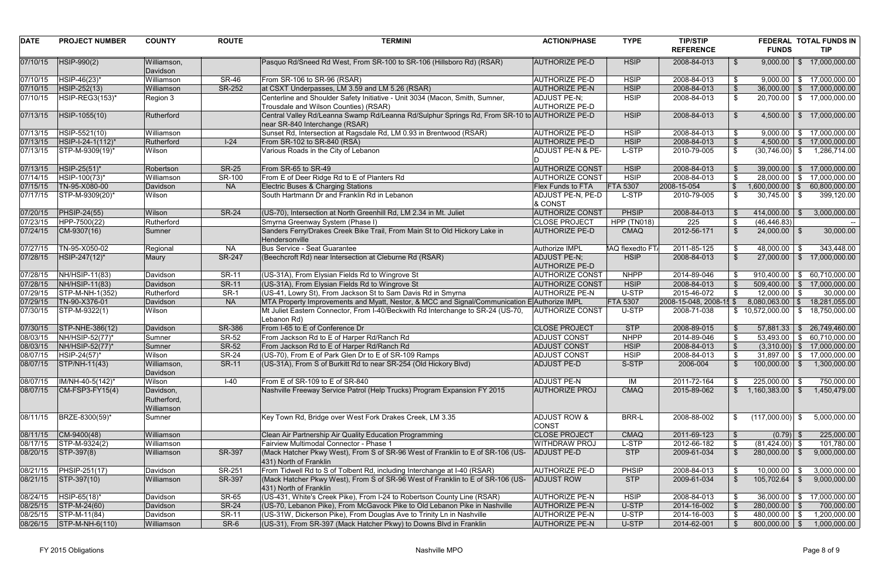| DATE | PROJECT NUMBER | COUNTY | ROUTE | TERMINI | ACTION/PHASE | TYPE | TIP/STIP REFERENCE | FEDERAL FUNDS | TOTAL FUNDS IN TIP |
|---|---|---|---|---|---|---|---|---|---|
| 07/10/15 | HSIP-990(2) | Williamson, Davidson | | Pasquo Rd/Sneed Rd West, From SR-100 to SR-106 (Hillsboro Rd) (RSAR) | AUTHORIZE PE-D | HSIP | 2008-84-013 | $ 9,000.00 | $ 17,000,000.00 |
| 07/10/15 | HSIP-46(23)* | Williamson | SR-46 | From SR-106 to SR-96 (RSAR) | AUTHORIZE PE-D | HSIP | 2008-84-013 | $ 9,000.00 | $ 17,000,000.00 |
| 07/10/15 | HSIP-252(13) | Williamson | SR-252 | at CSXT Underpasses, LM 3.59 and LM 5.26 (RSAR) | AUTHORIZE PE-N | HSIP | 2008-84-013 | $ 36,000.00 | $ 17,000,000.00 |
| 07/10/15 | HSIP-REG3(153)* | Region 3 | | Centerline and Shoulder Safety Initiative - Unit 3034 (Macon, Smith, Sumner, Trousdale and Wilson Counties) (RSAR) | ADJUST PE-N; AUTHORIZE PE-D | HSIP | 2008-84-013 | $ 20,700.00 | $ 17,000,000.00 |
| 07/13/15 | HSIP-1055(10) | Rutherford | | Central Valley Rd/Leanna Swamp Rd/Leanna Rd/Sulphur Springs Rd, From SR-10 to near SR-840 Interchange (RSAR) | AUTHORIZE PE-D | HSIP | 2008-84-013 | $ 4,500.00 | $ 17,000,000.00 |
| 07/13/15 | HSIP-5521(10) | Williamson | | Sunset Rd, Intersection at Ragsdale Rd, LM 0.93 in Brentwood (RSAR) | AUTHORIZE PE-D | HSIP | 2008-84-013 | $ 9,000.00 | $ 17,000,000.00 |
| 07/13/15 | HSIP-I-24-1(112)* | Rutherford | I-24 | From SR-102 to SR-840 (RSA) | AUTHORIZE PE-D | HSIP | 2008-84-013 | $ 4,500.00 | $ 17,000,000.00 |
| 07/13/15 | STP-M-9309(19)* | Wilson | | Various Roads in the City of Lebanon | ADJUST PE-N & PE-D | L-STP | 2010-79-005 | $ (30,746.00) | $ 1,286,714.00 |
| 07/13/15 | HSIP-25(51)* | Robertson | SR-25 | From SR-65 to SR-49 | AUTHORIZE CONST | HSIP | 2008-84-013 | $ 39,000.00 | $ 17,000,000.00 |
| 07/14/15 | HSIP-100(73)* | Williamson | SR-100 | From E of Deer Ridge Rd to E of Planters Rd | AUTHORIZE CONST | HSIP | 2008-84-013 | $ 28,000.00 | $ 17,000,000.00 |
| 07/15/15 | TN-95-X080-00 | Davidson | NA | Electric Buses & Charging Stations | Flex Funds to FTA | FTA 5307 | 2008-15-054 | $ 1,600,000.00 | $ 60,800,000.00 |
| 07/17/15 | STP-M-9309(20)* | Wilson | | South Hartmann Dr and Franklin Rd in Lebanon | ADJUST PE-N, PE-D & CONST | L-STP | 2010-79-005 | $ 30,745.00 | $ 399,120.00 |
| 07/20/15 | PHSIP-24(55) | Wilson | SR-24 | (US-70), Intersection at North Greenhill Rd, LM 2.34 in Mt. Juliet | AUTHORIZE CONST | PHSIP | 2008-84-013 | $ 414,000.00 | $ 3,000,000.00 |
| 07/23/15 | HPP-7500(22) | Rutherford | | Smyrna Greenway System (Phase I) | CLOSE PROJECT | HPP (TN018) | 225 | $ (46,446.83) | -- |
| 07/24/15 | CM-9307(16) | Sumner | | Sanders Ferry/Drakes Creek Bike Trail, From Main St to Old Hickory Lake in Hendersonville | AUTHORIZE PE-D | CMAQ | 2012-56-171 | $ 24,000.00 | $ 30,000.00 |
| 07/27/15 | TN-95-X050-02 | Regional | NA | Bus Service - Seat Guarantee | Authorize IMPL | IAQ flexedto FT/ | 2011-85-125 | $ 48,000.00 | $ 343,448.00 |
| 07/28/15 | HSIP-247(12)* | Maury | SR-247 | (Beechcroft Rd) near Intersection at Cleburne Rd (RSAR) | ADJUST PE-N; AUTHORIZE PE-D | HSIP | 2008-84-013 | $ 27,000.00 | $ 17,000,000.00 |
| 07/28/15 | NH/HSIP-11(83) | Davidson | SR-11 | (US-31A), From Elysian Fields Rd to Wingrove St | AUTHORIZE CONST | NHPP | 2014-89-046 | $ 910,400.00 | $ 60,710,000.00 |
| 07/28/15 | NH/HSIP-11(83) | Davidson | SR-11 | (US-31A), From Elysian Fields Rd to Wingrove St | AUTHORIZE CONST | HSIP | 2008-84-013 | $ 509,400.00 | $ 17,000,000.00 |
| 07/29/15 | STP-M-NH-1(352) | Rutherford | SR-1 | (US-41, Lowry St), From Jackson St to Sam Davis Rd in Smyrna | AUTHORIZE PE-N | U-STP | 2015-46-072 | $ 12,000.00 | $ 30,000.00 |
| 07/29/15 | TN-90-X376-01 | Davidson | NA | MTA Property Improvements and Myatt, Nestor, & MCC and Signal/Communication E | Authorize IMPL | FTA 5307 | 2008-15-048, 2008-15 | $ 8,080,063.00 | $ 18,281,055.00 |
| 07/30/15 | STP-M-9322(1) | Wilson | | Mt Juliet Eastern Connector, From I-40/Beckwith Rd Interchange to SR-24 (US-70, Lebanon Rd) | AUTHORIZE CONST | U-STP | 2008-71-038 | $ 10,572,000.00 | $ 18,750,000.00 |
| 07/30/15 | STP-NHE-386(12) | Davidson | SR-386 | From I-65 to E of Conference Dr | CLOSE PROJECT | STP | 2008-89-015 | $ 57,881.33 | $ 26,749,460.00 |
| 08/03/15 | NH/HSIP-52(77)* | Sumner | SR-52 | From Jackson Rd to E of Harper Rd/Ranch Rd | ADJUST CONST | NHPP | 2014-89-046 | $ 53,493.00 | $ 60,710,000.00 |
| 08/03/15 | NH/HSIP-52(77)* | Sumner | SR-52 | From Jackson Rd to E of Harper Rd/Ranch Rd | ADJUST CONST | HSIP | 2008-84-013 | $ (3,310.00) | $ 17,000,000.00 |
| 08/07/15 | HSIP-24(57)* | Wilson | SR-24 | (US-70), From E of Park Glen Dr to E of SR-109 Ramps | ADJUST CONST | HSIP | 2008-84-013 | $ 31,897.00 | $ 17,000,000.00 |
| 08/07/15 | STP/NH-11(43) | Williamson, Davidson | SR-11 | (US-31A), From S of Burkitt Rd to near SR-254 (Old Hickory Blvd) | ADJUST PE-D | S-STP | 2006-004 | $ 100,000.00 | $ 1,300,000.00 |
| 08/07/15 | IM/NH-40-5(142)* | Wilson | I-40 | From E of SR-109 to E of SR-840 | ADJUST PE-N | IM | 2011-72-164 | $ 225,000.00 | $ 750,000.00 |
| 08/07/15 | CM-FSP3-FY15(4) | Davidson, Rutherford, Williamson | | Nashville Freeway Service Patrol (Help Trucks) Program Expansion FY 2015 | AUTHORIZE PROJ | CMAQ | 2015-89-062 | $ 1,160,383.00 | $ 1,450,479.00 |
| 08/11/15 | BRZE-8300(59)* | Sumner | | Key Town Rd, Bridge over West Fork Drakes Creek, LM 3.35 | ADJUST ROW & CONST | BRR-L | 2008-88-002 | $ (117,000.00) | $ 5,000,000.00 |
| 08/11/15 | CM-9400(48) | Williamson | | Clean Air Partnership Air Quality Education Programming | CLOSE PROJECT | CMAQ | 2011-69-123 | $ (0.79) | $ 225,000.00 |
| 08/17/15 | STP-M-9324(2) | Williamson | | Fairview Multimodal Connector - Phase 1 | WITHDRAW PROJ | L-STP | 2012-66-182 | $ (81,424.00) | $ 101,780.00 |
| 08/20/15 | STP-397(8) | Williamson | SR-397 | (Mack Hatcher Pkwy West), From S of SR-96 West of Franklin to E of SR-106 (US-431) North of Franklin | ADJUST PE-D | STP | 2009-61-034 | $ 280,000.00 | $ 9,000,000.00 |
| 08/21/15 | PHSIP-251(17) | Davidson | SR-251 | From Tidwell Rd to S of Tolbert Rd, including Interchange at I-40 (RSAR) | AUTHORIZE PE-D | PHSIP | 2008-84-013 | $ 10,000.00 | $ 3,000,000.00 |
| 08/21/15 | STP-397(10) | Williamson | SR-397 | (Mack Hatcher Pkwy West), From S of SR-96 West of Franklin to E of SR-106 (US-431) North of Franklin | ADJUST ROW | STP | 2009-61-034 | $ 105,702.64 | $ 9,000,000.00 |
| 08/24/15 | HSIP-65(18)* | Davidson | SR-65 | (US-431, White's Creek Pike), From I-24 to Robertson County Line (RSAR) | AUTHORIZE PE-N | HSIP | 2008-84-013 | $ 36,000.00 | $ 17,000,000.00 |
| 08/25/15 | STP-M-24(60) | Davidson | SR-24 | (US-70, Lebanon Pike), From McGavock Pike to Old Lebanon Pike in Nashville | AUTHORIZE PE-N | U-STP | 2014-16-002 | $ 280,000.00 | $ 700,000.00 |
| 08/25/15 | STP-M-11(84) | Davidson | SR-11 | (US-31W, Dickerson Pike), From Douglas Ave to Trinity Ln in Nashville | AUTHORIZE PE-N | U-STP | 2014-16-003 | $ 480,000.00 | $ 1,200,000.00 |
| 08/26/15 | STP-M-NH-6(110) | Williamson | SR-6 | (US-31), From SR-397 (Mack Hatcher Pkwy) to Downs Blvd in Franklin | AUTHORIZE PE-N | U-STP | 2014-62-001 | $ 800,000.00 | $ 1,000,000.00 |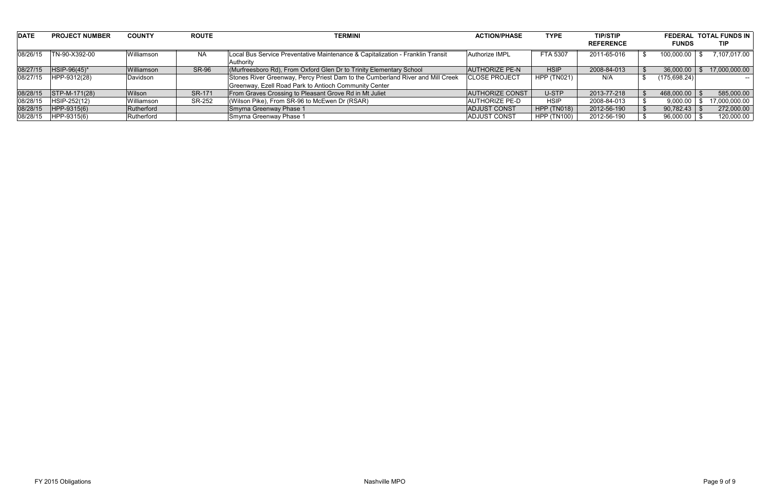| DATE | PROJECT NUMBER | COUNTY | ROUTE | TERMINI | ACTION/PHASE | TYPE | TIP/STIP REFERENCE | FEDERAL FUNDS | TOTAL FUNDS IN TIP |
|---|---|---|---|---|---|---|---|---|---|
| 08/26/15 | TN-90-X392-00 | Williamson | NA | Local Bus Service Preventative Maintenance & Capitalization - Franklin Transit Authority | Authorize IMPL | FTA 5307 | 2011-65-016 | $ 100,000.00 | $ 7,107,017.00 |
| 08/27/15 | HSIP-96(45)* | Williamson | SR-96 | (Murfreesboro Rd), From Oxford Glen Dr to Trinity Elementary School | AUTHORIZE PE-N | HSIP | 2008-84-013 | $ 36,000.00 | $ 17,000,000.00 |
| 08/27/15 | HPP-9312(28) | Davidson | | Stones River Greenway, Percy Priest Dam to the Cumberland River and Mill Creek Greenway, Ezell Road Park to Antioch Community Center | CLOSE PROJECT | HPP (TN021) | N/A | $ (175,698.24) | -- |
| 08/28/15 | STP-M-171(28) | Wilson | SR-171 | From Graves Crossing to Pleasant Grove Rd in Mt Juliet | AUTHORIZE CONST | U-STP | 2013-77-218 | $ 468,000.00 | $ 585,000.00 |
| 08/28/15 | HSIP-252(12) | Williamson | SR-252 | (Wilson Pike), From SR-96 to McEwen Dr (RSAR) | AUTHORIZE PE-D | HSIP | 2008-84-013 | $ 9,000.00 | $ 17,000,000.00 |
| 08/28/15 | HPP-9315(6) | Rutherford | | Smyrna Greenway Phase 1 | ADJUST CONST | HPP (TN018) | 2012-56-190 | $ 90,782.43 | $ 272,000.00 |
| 08/28/15 | HPP-9315(6) | Rutherford | | Smyrna Greenway Phase 1 | ADJUST CONST | HPP (TN100) | 2012-56-190 | $ 96,000.00 | $ 120,000.00 |

FY 2015 Obligations

Nashville MPO